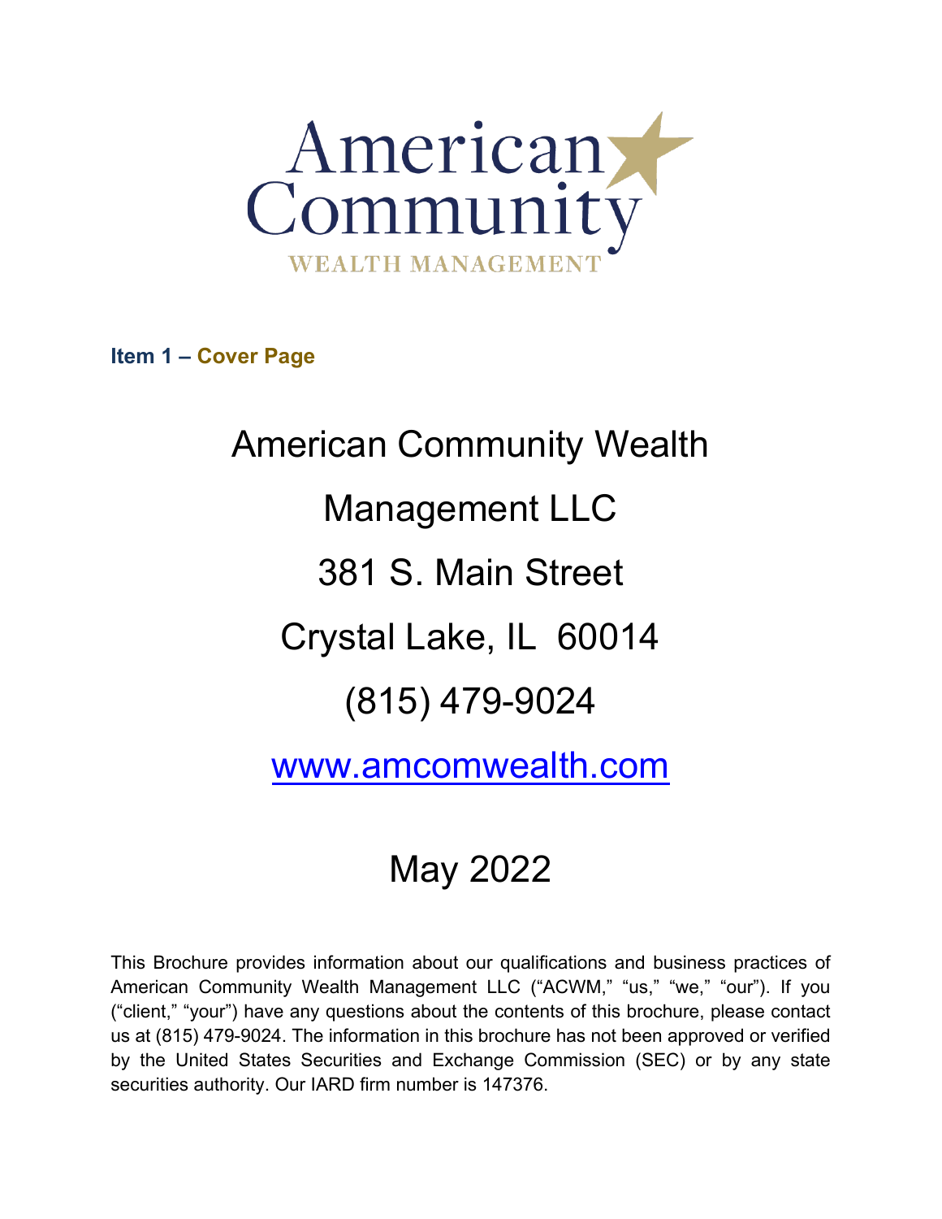American Community

WEALTH MANAGEMENT

## Item 1 – Cover Page

# American Community Wealth Management LLC

381 S. Main Street

Crystal Lake, IL 60014

(815) 479-9024

www.amcomwealth.com

May 2022

This Brochure provides information about our qualifications and business practices of American Community Wealth Management LLC ("ACWM," "us," "we," "our"). If you ("client," "your") have any questions about the contents of this brochure, please contact us at (815) 479-9024. The information in this brochure has not been approved or verified by the United States Securities and Exchange Commission (SEC) or by any state securities authority. Our IARD firm number is 147376.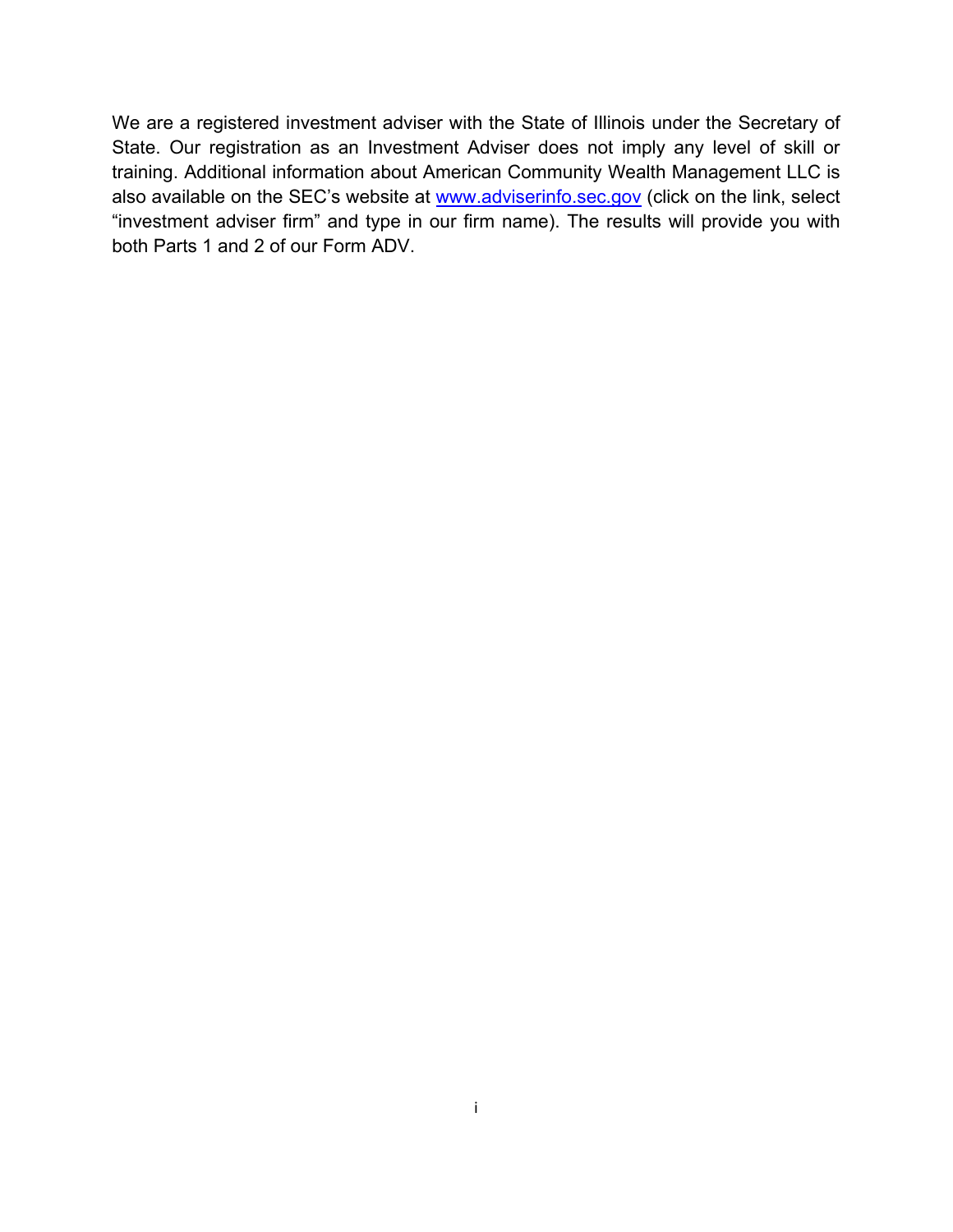We are a registered investment adviser with the State of Illinois under the Secretary of State. Our registration as an Investment Adviser does not imply any level of skill or training. Additional information about American Community Wealth Management LLC is also available on the SEC's website at [www.adviserinfo.sec.gov](http://www.adviserinfo.sec.gov) (click on the link, select "investment adviser firm" and type in our firm name). The results will provide you with both Parts 1 and 2 of our Form ADV.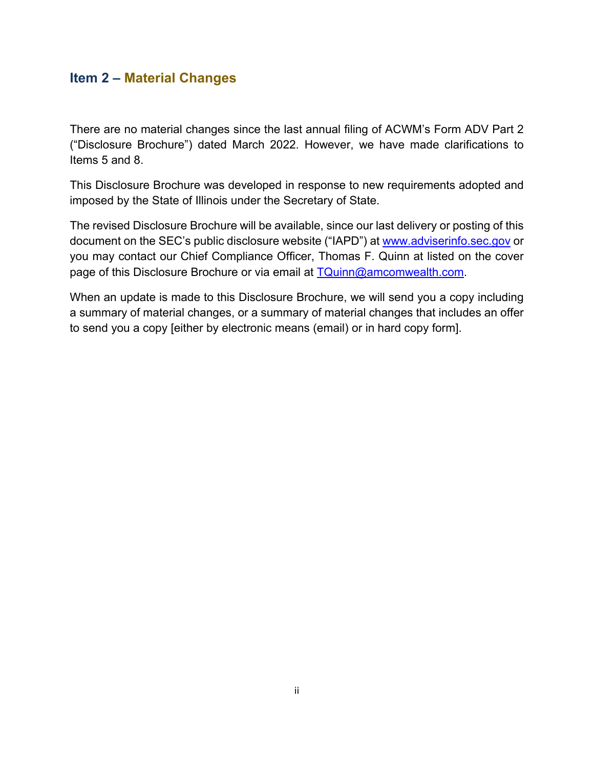## Item 2 – Material Changes

There are no material changes since the last annual filing of ACWM's Form ADV Part 2 ("Disclosure Brochure") dated March 2022. However, we have made clarifications to Items 5 and 8.

This Disclosure Brochure was developed in response to new requirements adopted and imposed by the State of Illinois under the Secretary of State.

The revised Disclosure Brochure will be available, since our last delivery or posting of this document on the SEC's public disclosure website ("IAPD") at [www.adviserinfo.sec.gov](http://www.adviserinfo.sec.gov) or you may contact our Chief Compliance Officer, Thomas F. Quinn at listed on the cover page of this Disclosure Brochure or via email at [TQuinn@amcomwealth.com](mailto:TQuinn@amcomwealth.com).

When an update is made to this Disclosure Brochure, we will send you a copy including a summary of material changes, or a summary of material changes that includes an offer to send you a copy [either by electronic means (email) or in hard copy form].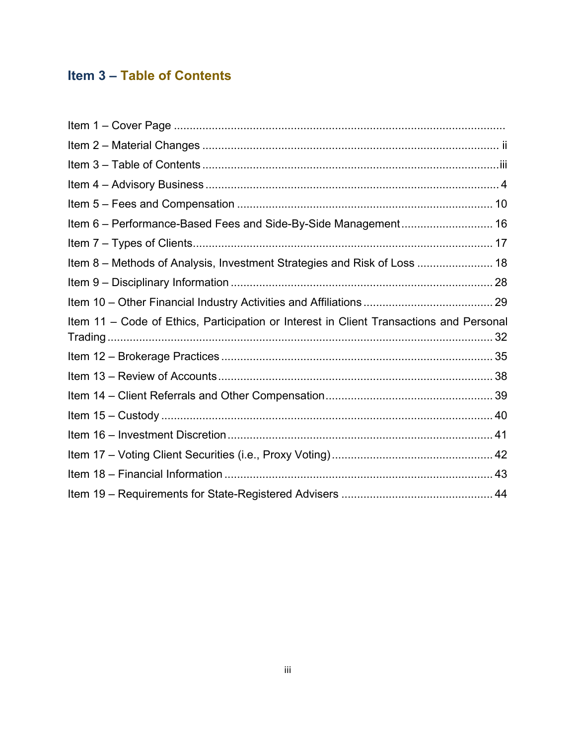# Item 3 – Table of Contents

Item 1 – Cover Page ........................................................................................................

Item 2 – Material Changes ............................................................................................. ii

Item 3 – Table of Contents .............................................................................................iii

Item 4 – Advisory Business ............................................................................................. 4

Item 5 – Fees and Compensation ................................................................................. 10

Item 6 – Performance-Based Fees and Side-By-Side Management ............................. 16

Item 7 – Types of Clients............................................................................................... 17

Item 8 – Methods of Analysis, Investment Strategies and Risk of Loss ........................ 18

Item 9 – Disciplinary Information ................................................................................... 28

Item 10 – Other Financial Industry Activities and Affiliations ......................................... 29

Item 11 – Code of Ethics, Participation or Interest in Client Transactions and Personal Trading ......................................................................................................................... 32

Item 12 – Brokerage Practices ...................................................................................... 35

Item 13 – Review of Accounts ....................................................................................... 38

Item 14 – Client Referrals and Other Compensation .................................................... 39

Item 15 – Custody ......................................................................................................... 40

Item 16 – Investment Discretion .................................................................................... 41

Item 17 – Voting Client Securities (i.e., Proxy Voting) ................................................... 42

Item 18 – Financial Information ..................................................................................... 43

Item 19 – Requirements for State-Registered Advisers ................................................ 44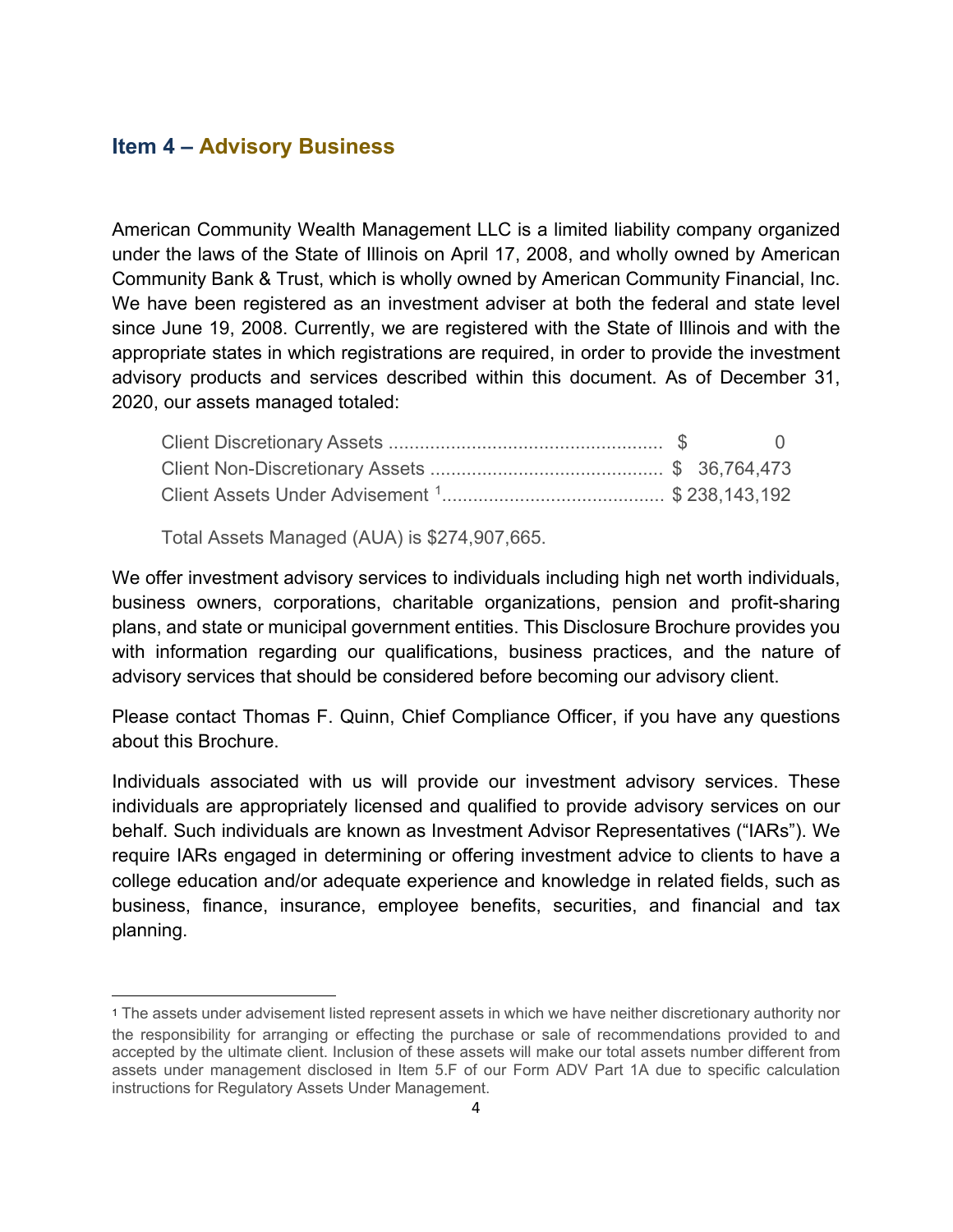## Item 4 – Advisory Business

American Community Wealth Management LLC is a limited liability company organized under the laws of the State of Illinois on April 17, 2008, and wholly owned by American Community Bank & Trust, which is wholly owned by American Community Financial, Inc. We have been registered as an investment adviser at both the federal and state level since June 19, 2008. Currently, we are registered with the State of Illinois and with the appropriate states in which registrations are required, in order to provide the investment advisory products and services described within this document. As of December 31, 2020, our assets managed totaled:

| | |
|---|---|
| Client Discretionary Assets | $ 0 |
| Client Non-Discretionary Assets | $ 36,764,473 |
| Client Assets Under Advisement [1] | $ 238,143,192 |

Total Assets Managed (AUA) is $274,907,665.

We offer investment advisory services to individuals including high net worth individuals, business owners, corporations, charitable organizations, pension and profit-sharing plans, and state or municipal government entities. This Disclosure Brochure provides you with information regarding our qualifications, business practices, and the nature of advisory services that should be considered before becoming our advisory client.

Please contact Thomas F. Quinn, Chief Compliance Officer, if you have any questions about this Brochure.

Individuals associated with us will provide our investment advisory services. These individuals are appropriately licensed and qualified to provide advisory services on our behalf. Such individuals are known as Investment Advisor Representatives ("IARs"). We require IARs engaged in determining or offering investment advice to clients to have a college education and/or adequate experience and knowledge in related fields, such as business, finance, insurance, employee benefits, securities, and financial and tax planning.

---

[1] The assets under advisement listed represent assets in which we have neither discretionary authority nor the responsibility for arranging or effecting the purchase or sale of recommendations provided to and accepted by the ultimate client. Inclusion of these assets will make our total assets number different from assets under management disclosed in Item 5.F of our Form ADV Part 1A due to specific calculation instructions for Regulatory Assets Under Management.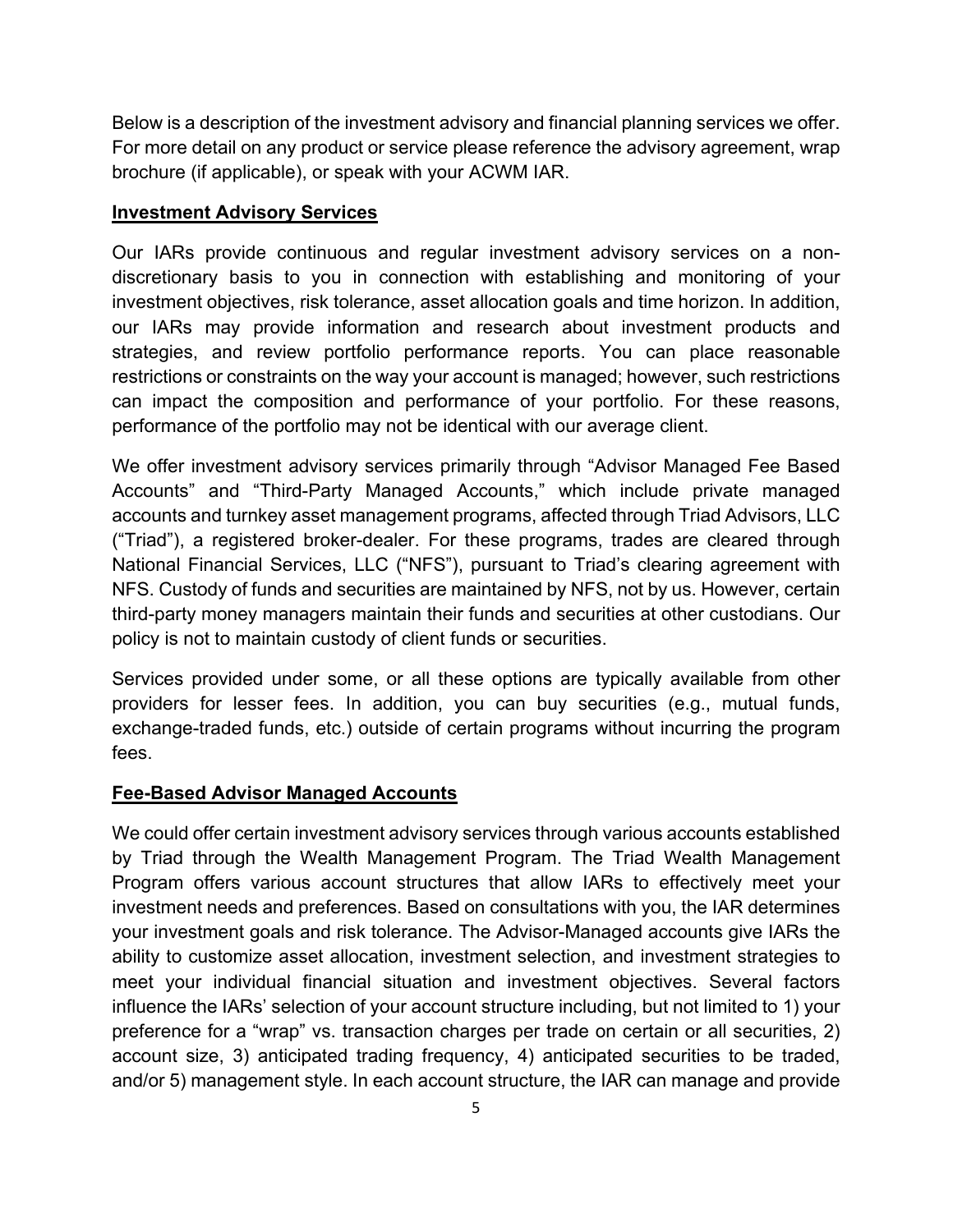Below is a description of the investment advisory and financial planning services we offer. For more detail on any product or service please reference the advisory agreement, wrap brochure (if applicable), or speak with your ACWM IAR.

**Investment Advisory Services**

Our IARs provide continuous and regular investment advisory services on a non-discretionary basis to you in connection with establishing and monitoring of your investment objectives, risk tolerance, asset allocation goals and time horizon. In addition, our IARs may provide information and research about investment products and strategies, and review portfolio performance reports. You can place reasonable restrictions or constraints on the way your account is managed; however, such restrictions can impact the composition and performance of your portfolio. For these reasons, performance of the portfolio may not be identical with our average client.

We offer investment advisory services primarily through "Advisor Managed Fee Based Accounts" and "Third-Party Managed Accounts," which include private managed accounts and turnkey asset management programs, affected through Triad Advisors, LLC ("Triad"), a registered broker-dealer. For these programs, trades are cleared through National Financial Services, LLC ("NFS"), pursuant to Triad's clearing agreement with NFS. Custody of funds and securities are maintained by NFS, not by us. However, certain third-party money managers maintain their funds and securities at other custodians. Our policy is not to maintain custody of client funds or securities.

Services provided under some, or all these options are typically available from other providers for lesser fees. In addition, you can buy securities (e.g., mutual funds, exchange-traded funds, etc.) outside of certain programs without incurring the program fees.

**Fee-Based Advisor Managed Accounts**

We could offer certain investment advisory services through various accounts established by Triad through the Wealth Management Program. The Triad Wealth Management Program offers various account structures that allow IARs to effectively meet your investment needs and preferences. Based on consultations with you, the IAR determines your investment goals and risk tolerance. The Advisor-Managed accounts give IARs the ability to customize asset allocation, investment selection, and investment strategies to meet your individual financial situation and investment objectives. Several factors influence the IARs' selection of your account structure including, but not limited to 1) your preference for a "wrap" vs. transaction charges per trade on certain or all securities, 2) account size, 3) anticipated trading frequency, 4) anticipated securities to be traded, and/or 5) management style. In each account structure, the IAR can manage and provide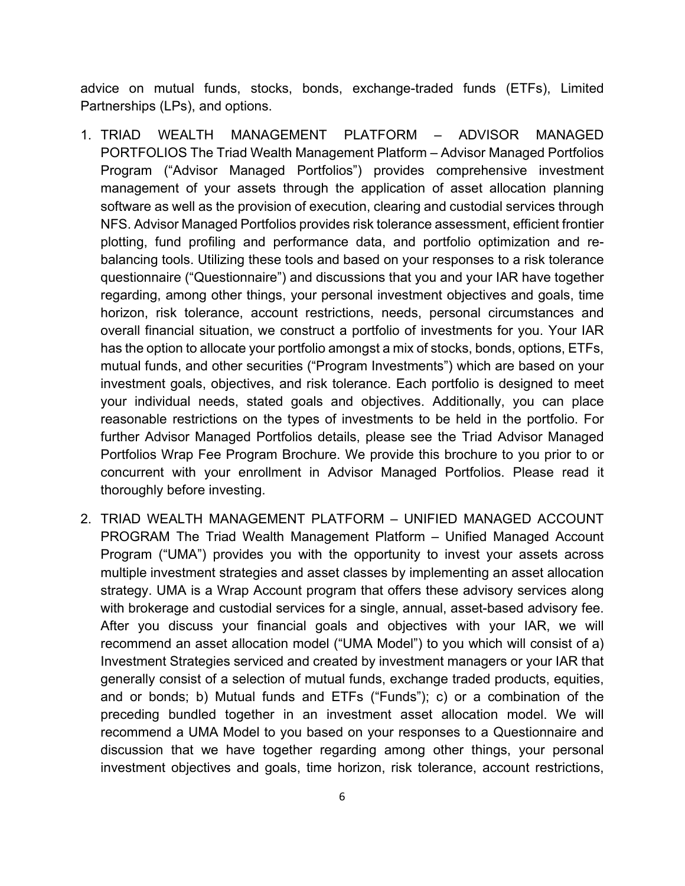advice on mutual funds, stocks, bonds, exchange-traded funds (ETFs), Limited Partnerships (LPs), and options.

1. TRIAD WEALTH MANAGEMENT PLATFORM – ADVISOR MANAGED PORTFOLIOS The Triad Wealth Management Platform – Advisor Managed Portfolios Program ("Advisor Managed Portfolios") provides comprehensive investment management of your assets through the application of asset allocation planning software as well as the provision of execution, clearing and custodial services through NFS. Advisor Managed Portfolios provides risk tolerance assessment, efficient frontier plotting, fund profiling and performance data, and portfolio optimization and re-balancing tools. Utilizing these tools and based on your responses to a risk tolerance questionnaire ("Questionnaire") and discussions that you and your IAR have together regarding, among other things, your personal investment objectives and goals, time horizon, risk tolerance, account restrictions, needs, personal circumstances and overall financial situation, we construct a portfolio of investments for you. Your IAR has the option to allocate your portfolio amongst a mix of stocks, bonds, options, ETFs, mutual funds, and other securities ("Program Investments") which are based on your investment goals, objectives, and risk tolerance. Each portfolio is designed to meet your individual needs, stated goals and objectives. Additionally, you can place reasonable restrictions on the types of investments to be held in the portfolio. For further Advisor Managed Portfolios details, please see the Triad Advisor Managed Portfolios Wrap Fee Program Brochure. We provide this brochure to you prior to or concurrent with your enrollment in Advisor Managed Portfolios. Please read it thoroughly before investing.

2. TRIAD WEALTH MANAGEMENT PLATFORM – UNIFIED MANAGED ACCOUNT PROGRAM The Triad Wealth Management Platform – Unified Managed Account Program ("UMA") provides you with the opportunity to invest your assets across multiple investment strategies and asset classes by implementing an asset allocation strategy. UMA is a Wrap Account program that offers these advisory services along with brokerage and custodial services for a single, annual, asset-based advisory fee. After you discuss your financial goals and objectives with your IAR, we will recommend an asset allocation model ("UMA Model") to you which will consist of a) Investment Strategies serviced and created by investment managers or your IAR that generally consist of a selection of mutual funds, exchange traded products, equities, and or bonds; b) Mutual funds and ETFs ("Funds"); c) or a combination of the preceding bundled together in an investment asset allocation model. We will recommend a UMA Model to you based on your responses to a Questionnaire and discussion that we have together regarding among other things, your personal investment objectives and goals, time horizon, risk tolerance, account restrictions,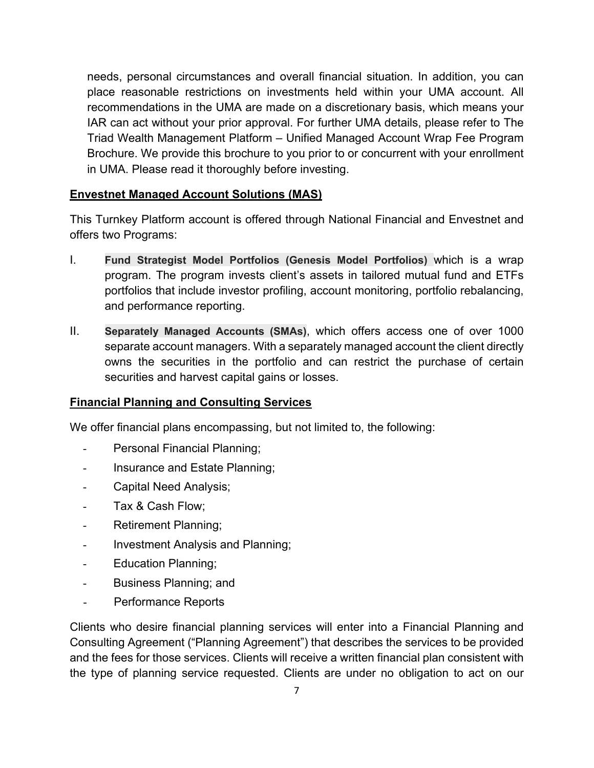needs, personal circumstances and overall financial situation. In addition, you can place reasonable restrictions on investments held within your UMA account. All recommendations in the UMA are made on a discretionary basis, which means your IAR can act without your prior approval. For further UMA details, please refer to The Triad Wealth Management Platform – Unified Managed Account Wrap Fee Program Brochure. We provide this brochure to you prior to or concurrent with your enrollment in UMA. Please read it thoroughly before investing.

**Envestnet Managed Account Solutions (MAS)**

This Turnkey Platform account is offered through National Financial and Envestnet and offers two Programs:

I. **Fund Strategist Model Portfolios (Genesis Model Portfolios)** which is a wrap program. The program invests client's assets in tailored mutual fund and ETFs portfolios that include investor profiling, account monitoring, portfolio rebalancing, and performance reporting.

II. **Separately Managed Accounts (SMAs)**, which offers access one of over 1000 separate account managers. With a separately managed account the client directly owns the securities in the portfolio and can restrict the purchase of certain securities and harvest capital gains or losses.

**Financial Planning and Consulting Services**

We offer financial plans encompassing, but not limited to, the following:

- Personal Financial Planning;
- Insurance and Estate Planning;
- Capital Need Analysis;
- Tax & Cash Flow;
- Retirement Planning;
- Investment Analysis and Planning;
- Education Planning;
- Business Planning; and
- Performance Reports

Clients who desire financial planning services will enter into a Financial Planning and Consulting Agreement ("Planning Agreement") that describes the services to be provided and the fees for those services. Clients will receive a written financial plan consistent with the type of planning service requested. Clients are under no obligation to act on our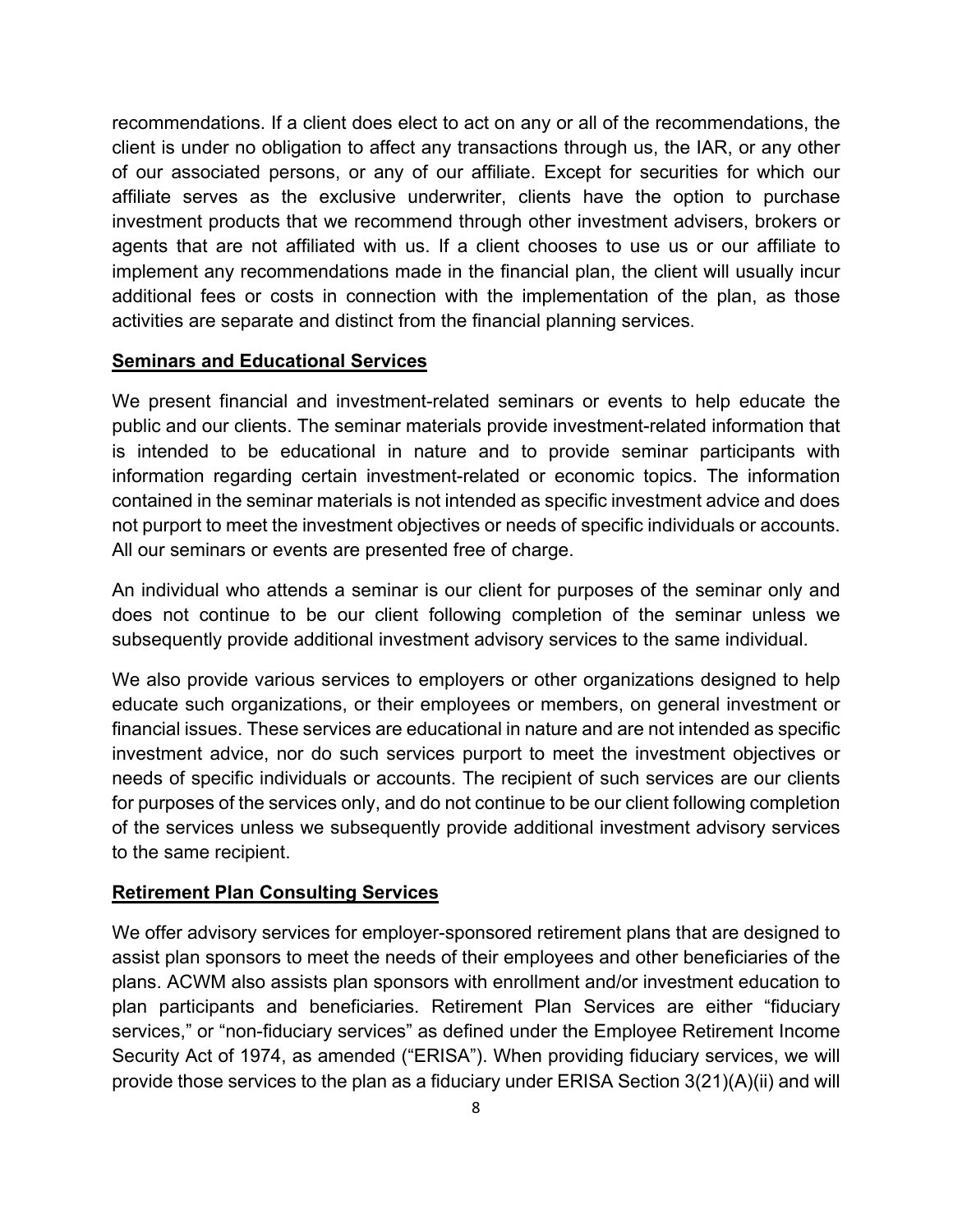recommendations. If a client does elect to act on any or all of the recommendations, the client is under no obligation to affect any transactions through us, the IAR, or any other of our associated persons, or any of our affiliate. Except for securities for which our affiliate serves as the exclusive underwriter, clients have the option to purchase investment products that we recommend through other investment advisers, brokers or agents that are not affiliated with us. If a client chooses to use us or our affiliate to implement any recommendations made in the financial plan, the client will usually incur additional fees or costs in connection with the implementation of the plan, as those activities are separate and distinct from the financial planning services.

**Seminars and Educational Services**

We present financial and investment-related seminars or events to help educate the public and our clients. The seminar materials provide investment-related information that is intended to be educational in nature and to provide seminar participants with information regarding certain investment-related or economic topics. The information contained in the seminar materials is not intended as specific investment advice and does not purport to meet the investment objectives or needs of specific individuals or accounts. All our seminars or events are presented free of charge.

An individual who attends a seminar is our client for purposes of the seminar only and does not continue to be our client following completion of the seminar unless we subsequently provide additional investment advisory services to the same individual.

We also provide various services to employers or other organizations designed to help educate such organizations, or their employees or members, on general investment or financial issues. These services are educational in nature and are not intended as specific investment advice, nor do such services purport to meet the investment objectives or needs of specific individuals or accounts. The recipient of such services are our clients for purposes of the services only, and do not continue to be our client following completion of the services unless we subsequently provide additional investment advisory services to the same recipient.

**Retirement Plan Consulting Services**

We offer advisory services for employer-sponsored retirement plans that are designed to assist plan sponsors to meet the needs of their employees and other beneficiaries of the plans. ACWM also assists plan sponsors with enrollment and/or investment education to plan participants and beneficiaries. Retirement Plan Services are either "fiduciary services," or "non-fiduciary services" as defined under the Employee Retirement Income Security Act of 1974, as amended ("ERISA"). When providing fiduciary services, we will provide those services to the plan as a fiduciary under ERISA Section 3(21)(A)(ii) and will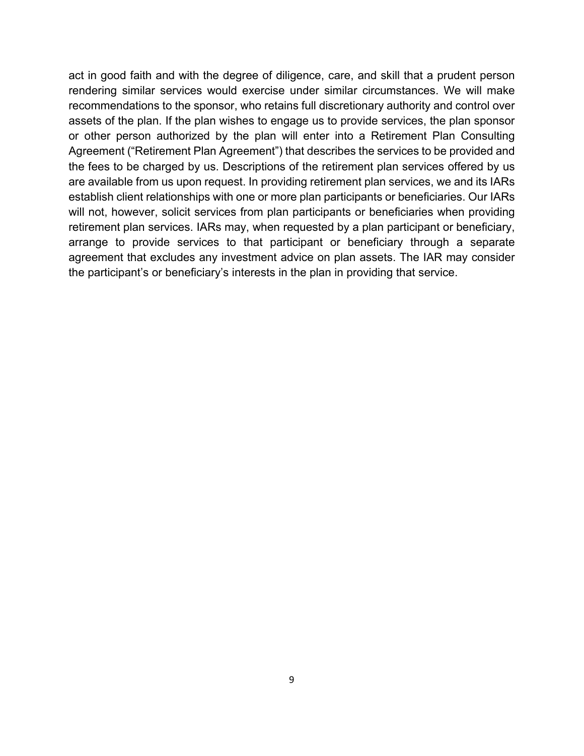act in good faith and with the degree of diligence, care, and skill that a prudent person rendering similar services would exercise under similar circumstances. We will make recommendations to the sponsor, who retains full discretionary authority and control over assets of the plan. If the plan wishes to engage us to provide services, the plan sponsor or other person authorized by the plan will enter into a Retirement Plan Consulting Agreement ("Retirement Plan Agreement") that describes the services to be provided and the fees to be charged by us. Descriptions of the retirement plan services offered by us are available from us upon request. In providing retirement plan services, we and its IARs establish client relationships with one or more plan participants or beneficiaries. Our IARs will not, however, solicit services from plan participants or beneficiaries when providing retirement plan services. IARs may, when requested by a plan participant or beneficiary, arrange to provide services to that participant or beneficiary through a separate agreement that excludes any investment advice on plan assets. The IAR may consider the participant's or beneficiary's interests in the plan in providing that service.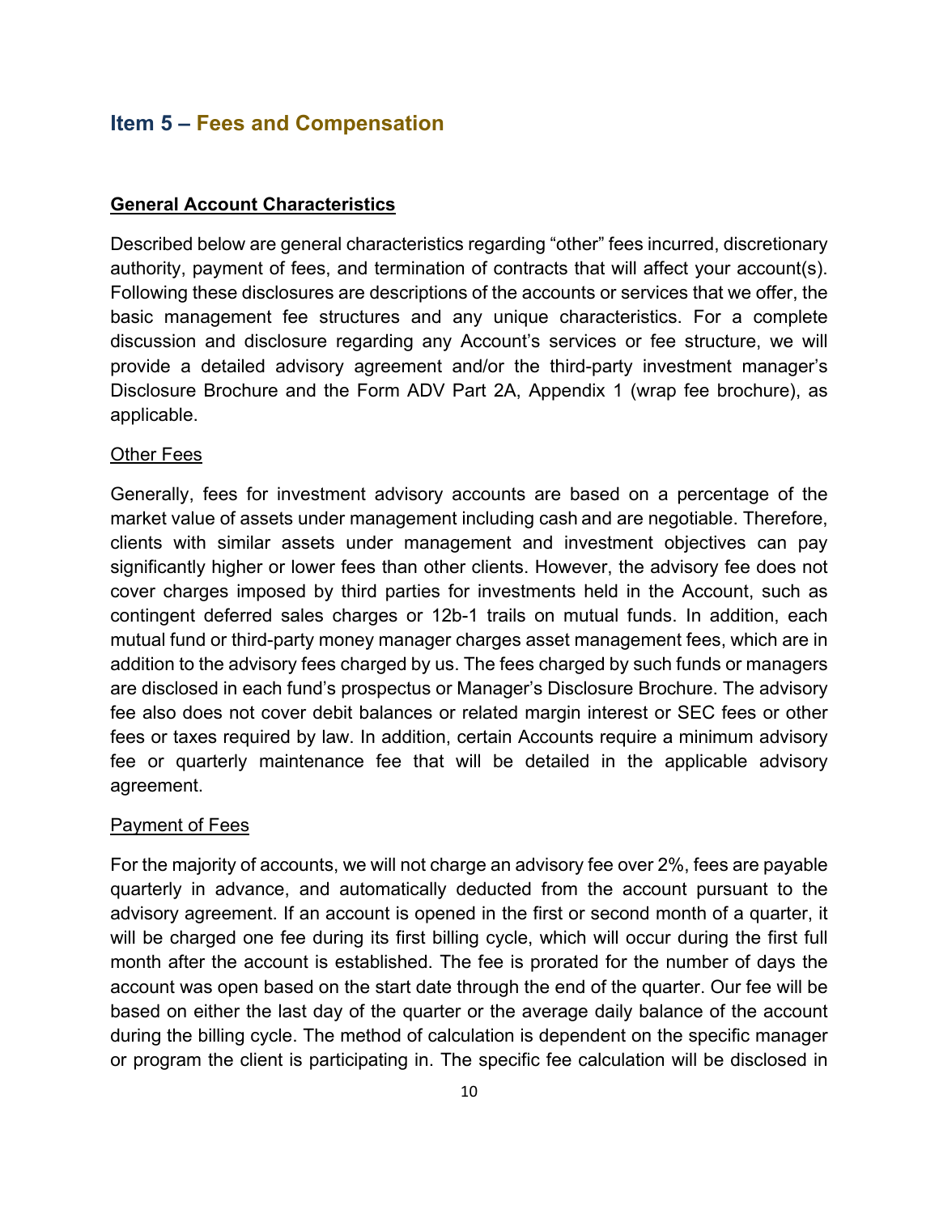## Item 5 – Fees and Compensation

**General Account Characteristics**

Described below are general characteristics regarding "other" fees incurred, discretionary authority, payment of fees, and termination of contracts that will affect your account(s). Following these disclosures are descriptions of the accounts or services that we offer, the basic management fee structures and any unique characteristics. For a complete discussion and disclosure regarding any Account's services or fee structure, we will provide a detailed advisory agreement and/or the third-party investment manager's Disclosure Brochure and the Form ADV Part 2A, Appendix 1 (wrap fee brochure), as applicable.

Other Fees

Generally, fees for investment advisory accounts are based on a percentage of the market value of assets under management including cash and are negotiable. Therefore, clients with similar assets under management and investment objectives can pay significantly higher or lower fees than other clients. However, the advisory fee does not cover charges imposed by third parties for investments held in the Account, such as contingent deferred sales charges or 12b-1 trails on mutual funds. In addition, each mutual fund or third-party money manager charges asset management fees, which are in addition to the advisory fees charged by us. The fees charged by such funds or managers are disclosed in each fund's prospectus or Manager's Disclosure Brochure. The advisory fee also does not cover debit balances or related margin interest or SEC fees or other fees or taxes required by law. In addition, certain Accounts require a minimum advisory fee or quarterly maintenance fee that will be detailed in the applicable advisory agreement.

Payment of Fees

For the majority of accounts, we will not charge an advisory fee over 2%, fees are payable quarterly in advance, and automatically deducted from the account pursuant to the advisory agreement. If an account is opened in the first or second month of a quarter, it will be charged one fee during its first billing cycle, which will occur during the first full month after the account is established. The fee is prorated for the number of days the account was open based on the start date through the end of the quarter. Our fee will be based on either the last day of the quarter or the average daily balance of the account during the billing cycle. The method of calculation is dependent on the specific manager or program the client is participating in. The specific fee calculation will be disclosed in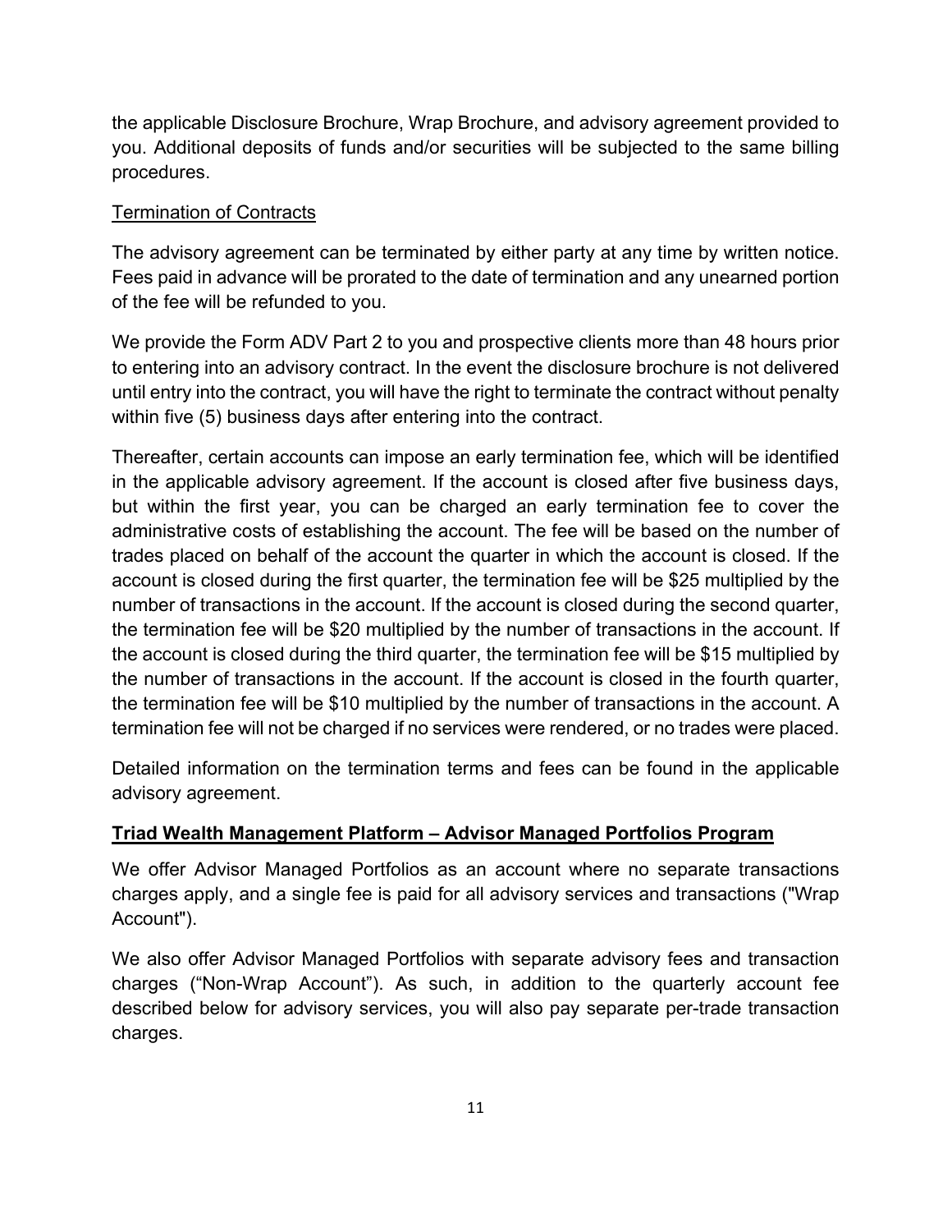the applicable Disclosure Brochure, Wrap Brochure, and advisory agreement provided to you. Additional deposits of funds and/or securities will be subjected to the same billing procedures.

Termination of Contracts

The advisory agreement can be terminated by either party at any time by written notice. Fees paid in advance will be prorated to the date of termination and any unearned portion of the fee will be refunded to you.

We provide the Form ADV Part 2 to you and prospective clients more than 48 hours prior to entering into an advisory contract. In the event the disclosure brochure is not delivered until entry into the contract, you will have the right to terminate the contract without penalty within five (5) business days after entering into the contract.

Thereafter, certain accounts can impose an early termination fee, which will be identified in the applicable advisory agreement. If the account is closed after five business days, but within the first year, you can be charged an early termination fee to cover the administrative costs of establishing the account. The fee will be based on the number of trades placed on behalf of the account the quarter in which the account is closed. If the account is closed during the first quarter, the termination fee will be $25 multiplied by the number of transactions in the account. If the account is closed during the second quarter, the termination fee will be $20 multiplied by the number of transactions in the account. If the account is closed during the third quarter, the termination fee will be $15 multiplied by the number of transactions in the account. If the account is closed in the fourth quarter, the termination fee will be $10 multiplied by the number of transactions in the account. A termination fee will not be charged if no services were rendered, or no trades were placed.

Detailed information on the termination terms and fees can be found in the applicable advisory agreement.

## Triad Wealth Management Platform – Advisor Managed Portfolios Program

We offer Advisor Managed Portfolios as an account where no separate transactions charges apply, and a single fee is paid for all advisory services and transactions ("Wrap Account").

We also offer Advisor Managed Portfolios with separate advisory fees and transaction charges ("Non-Wrap Account"). As such, in addition to the quarterly account fee described below for advisory services, you will also pay separate per-trade transaction charges.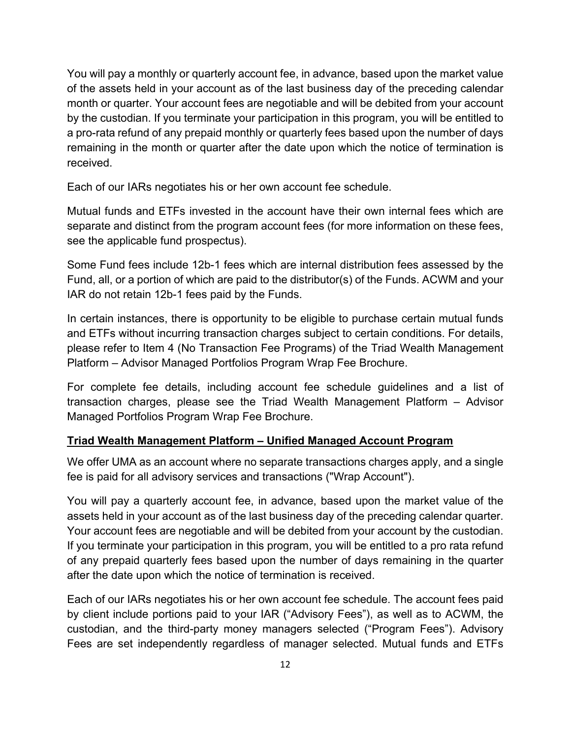You will pay a monthly or quarterly account fee, in advance, based upon the market value of the assets held in your account as of the last business day of the preceding calendar month or quarter. Your account fees are negotiable and will be debited from your account by the custodian. If you terminate your participation in this program, you will be entitled to a pro-rata refund of any prepaid monthly or quarterly fees based upon the number of days remaining in the month or quarter after the date upon which the notice of termination is received.

Each of our IARs negotiates his or her own account fee schedule.

Mutual funds and ETFs invested in the account have their own internal fees which are separate and distinct from the program account fees (for more information on these fees, see the applicable fund prospectus).

Some Fund fees include 12b-1 fees which are internal distribution fees assessed by the Fund, all, or a portion of which are paid to the distributor(s) of the Funds. ACWM and your IAR do not retain 12b-1 fees paid by the Funds.

In certain instances, there is opportunity to be eligible to purchase certain mutual funds and ETFs without incurring transaction charges subject to certain conditions. For details, please refer to Item 4 (No Transaction Fee Programs) of the Triad Wealth Management Platform – Advisor Managed Portfolios Program Wrap Fee Brochure.

For complete fee details, including account fee schedule guidelines and a list of transaction charges, please see the Triad Wealth Management Platform – Advisor Managed Portfolios Program Wrap Fee Brochure.

**Triad Wealth Management Platform – Unified Managed Account Program**

We offer UMA as an account where no separate transactions charges apply, and a single fee is paid for all advisory services and transactions ("Wrap Account").

You will pay a quarterly account fee, in advance, based upon the market value of the assets held in your account as of the last business day of the preceding calendar quarter. Your account fees are negotiable and will be debited from your account by the custodian. If you terminate your participation in this program, you will be entitled to a pro rata refund of any prepaid quarterly fees based upon the number of days remaining in the quarter after the date upon which the notice of termination is received.

Each of our IARs negotiates his or her own account fee schedule. The account fees paid by client include portions paid to your IAR ("Advisory Fees"), as well as to ACWM, the custodian, and the third-party money managers selected ("Program Fees"). Advisory Fees are set independently regardless of manager selected. Mutual funds and ETFs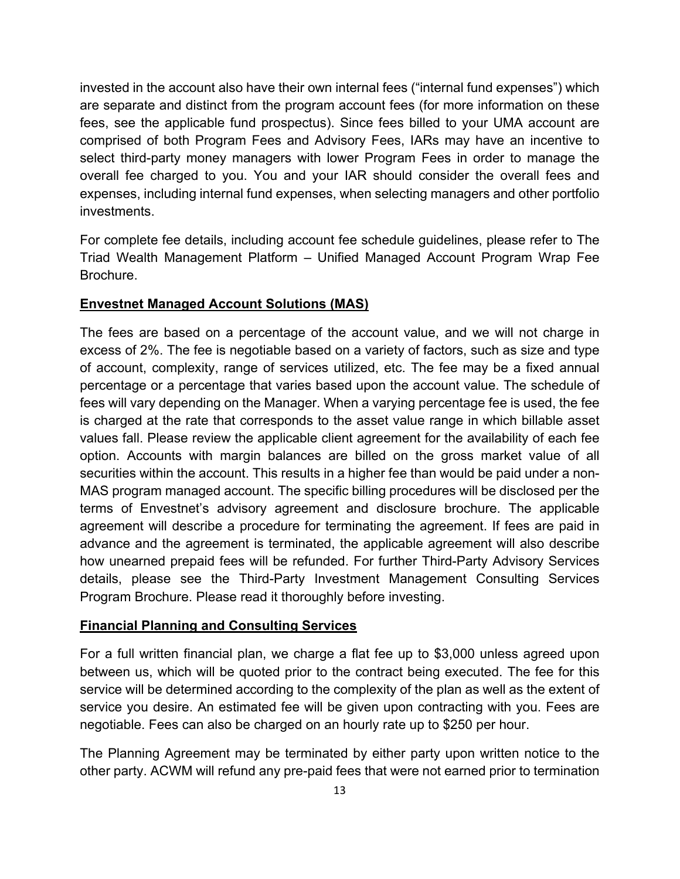invested in the account also have their own internal fees ("internal fund expenses") which are separate and distinct from the program account fees (for more information on these fees, see the applicable fund prospectus). Since fees billed to your UMA account are comprised of both Program Fees and Advisory Fees, IARs may have an incentive to select third-party money managers with lower Program Fees in order to manage the overall fee charged to you. You and your IAR should consider the overall fees and expenses, including internal fund expenses, when selecting managers and other portfolio investments.

For complete fee details, including account fee schedule guidelines, please refer to The Triad Wealth Management Platform – Unified Managed Account Program Wrap Fee Brochure.

**Envestnet Managed Account Solutions (MAS)**

The fees are based on a percentage of the account value, and we will not charge in excess of 2%. The fee is negotiable based on a variety of factors, such as size and type of account, complexity, range of services utilized, etc. The fee may be a fixed annual percentage or a percentage that varies based upon the account value. The schedule of fees will vary depending on the Manager. When a varying percentage fee is used, the fee is charged at the rate that corresponds to the asset value range in which billable asset values fall. Please review the applicable client agreement for the availability of each fee option. Accounts with margin balances are billed on the gross market value of all securities within the account. This results in a higher fee than would be paid under a non-MAS program managed account. The specific billing procedures will be disclosed per the terms of Envestnet's advisory agreement and disclosure brochure. The applicable agreement will describe a procedure for terminating the agreement. If fees are paid in advance and the agreement is terminated, the applicable agreement will also describe how unearned prepaid fees will be refunded. For further Third-Party Advisory Services details, please see the Third-Party Investment Management Consulting Services Program Brochure. Please read it thoroughly before investing.

**Financial Planning and Consulting Services**

For a full written financial plan, we charge a flat fee up to $3,000 unless agreed upon between us, which will be quoted prior to the contract being executed. The fee for this service will be determined according to the complexity of the plan as well as the extent of service you desire. An estimated fee will be given upon contracting with you. Fees are negotiable. Fees can also be charged on an hourly rate up to $250 per hour.

The Planning Agreement may be terminated by either party upon written notice to the other party. ACWM will refund any pre-paid fees that were not earned prior to termination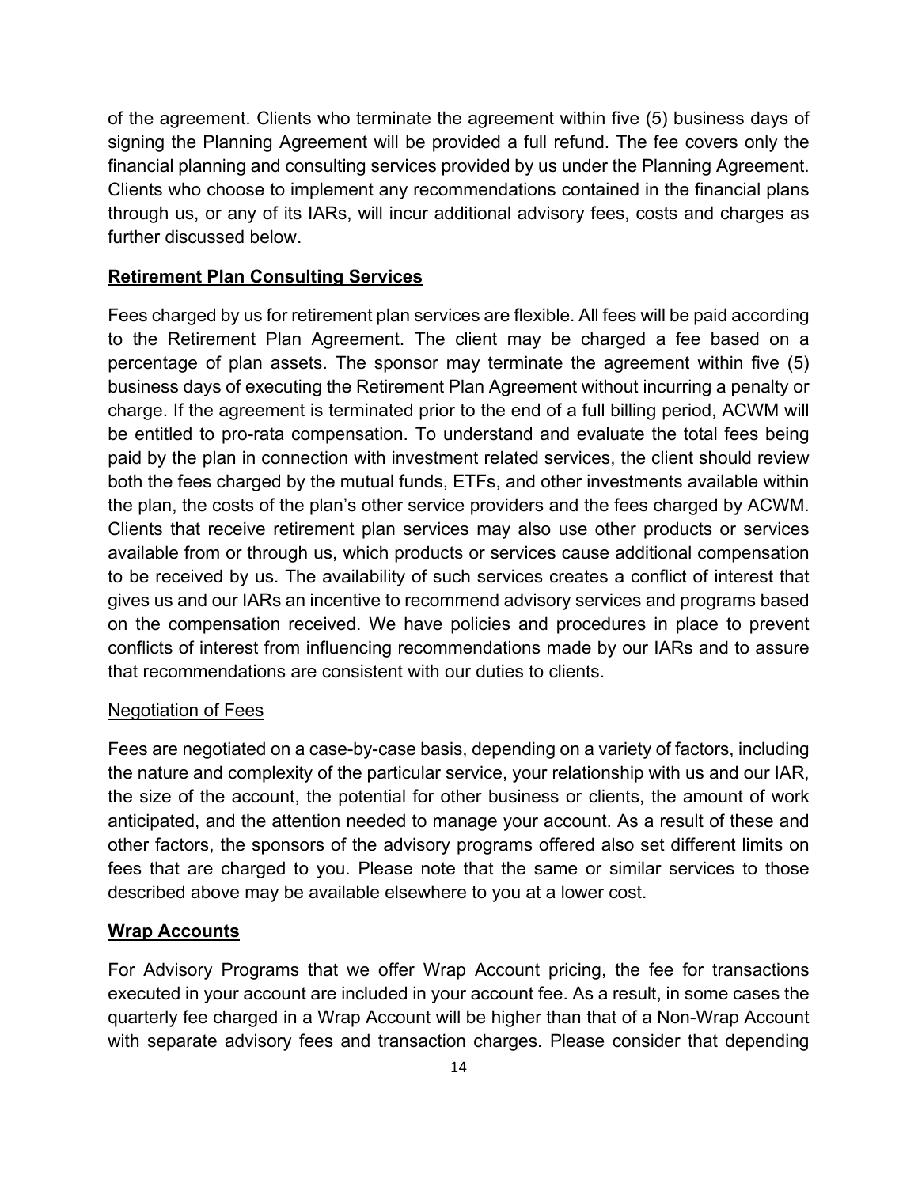of the agreement. Clients who terminate the agreement within five (5) business days of signing the Planning Agreement will be provided a full refund. The fee covers only the financial planning and consulting services provided by us under the Planning Agreement. Clients who choose to implement any recommendations contained in the financial plans through us, or any of its IARs, will incur additional advisory fees, costs and charges as further discussed below.

**Retirement Plan Consulting Services**

Fees charged by us for retirement plan services are flexible. All fees will be paid according to the Retirement Plan Agreement. The client may be charged a fee based on a percentage of plan assets. The sponsor may terminate the agreement within five (5) business days of executing the Retirement Plan Agreement without incurring a penalty or charge. If the agreement is terminated prior to the end of a full billing period, ACWM will be entitled to pro-rata compensation. To understand and evaluate the total fees being paid by the plan in connection with investment related services, the client should review both the fees charged by the mutual funds, ETFs, and other investments available within the plan, the costs of the plan's other service providers and the fees charged by ACWM. Clients that receive retirement plan services may also use other products or services available from or through us, which products or services cause additional compensation to be received by us. The availability of such services creates a conflict of interest that gives us and our IARs an incentive to recommend advisory services and programs based on the compensation received. We have policies and procedures in place to prevent conflicts of interest from influencing recommendations made by our IARs and to assure that recommendations are consistent with our duties to clients.

Negotiation of Fees

Fees are negotiated on a case-by-case basis, depending on a variety of factors, including the nature and complexity of the particular service, your relationship with us and our IAR, the size of the account, the potential for other business or clients, the amount of work anticipated, and the attention needed to manage your account. As a result of these and other factors, the sponsors of the advisory programs offered also set different limits on fees that are charged to you. Please note that the same or similar services to those described above may be available elsewhere to you at a lower cost.

**Wrap Accounts**

For Advisory Programs that we offer Wrap Account pricing, the fee for transactions executed in your account are included in your account fee. As a result, in some cases the quarterly fee charged in a Wrap Account will be higher than that of a Non-Wrap Account with separate advisory fees and transaction charges. Please consider that depending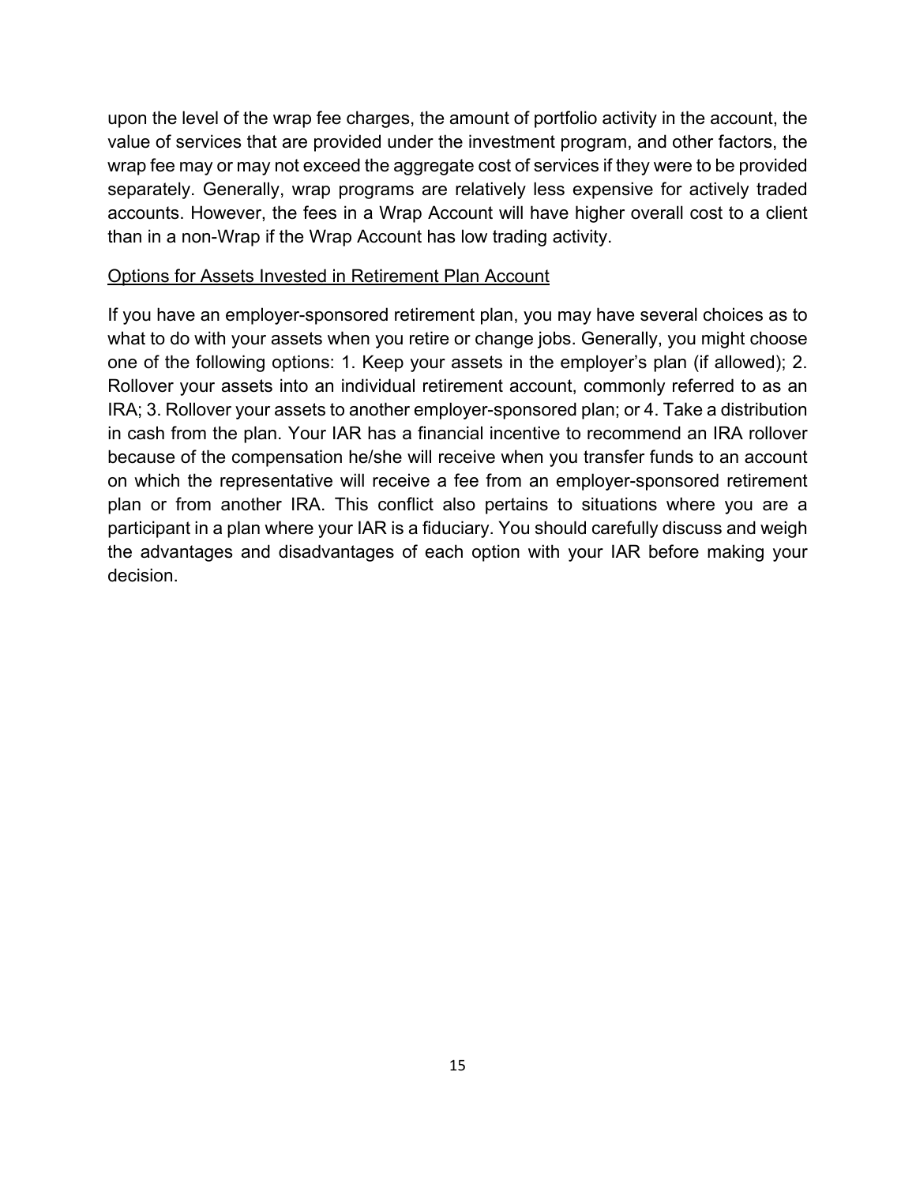upon the level of the wrap fee charges, the amount of portfolio activity in the account, the value of services that are provided under the investment program, and other factors, the wrap fee may or may not exceed the aggregate cost of services if they were to be provided separately. Generally, wrap programs are relatively less expensive for actively traded accounts. However, the fees in a Wrap Account will have higher overall cost to a client than in a non-Wrap if the Wrap Account has low trading activity.

<u>Options for Assets Invested in Retirement Plan Account</u>

If you have an employer-sponsored retirement plan, you may have several choices as to what to do with your assets when you retire or change jobs. Generally, you might choose one of the following options: 1. Keep your assets in the employer's plan (if allowed); 2. Rollover your assets into an individual retirement account, commonly referred to as an IRA; 3. Rollover your assets to another employer-sponsored plan; or 4. Take a distribution in cash from the plan. Your IAR has a financial incentive to recommend an IRA rollover because of the compensation he/she will receive when you transfer funds to an account on which the representative will receive a fee from an employer-sponsored retirement plan or from another IRA. This conflict also pertains to situations where you are a participant in a plan where your IAR is a fiduciary. You should carefully discuss and weigh the advantages and disadvantages of each option with your IAR before making your decision.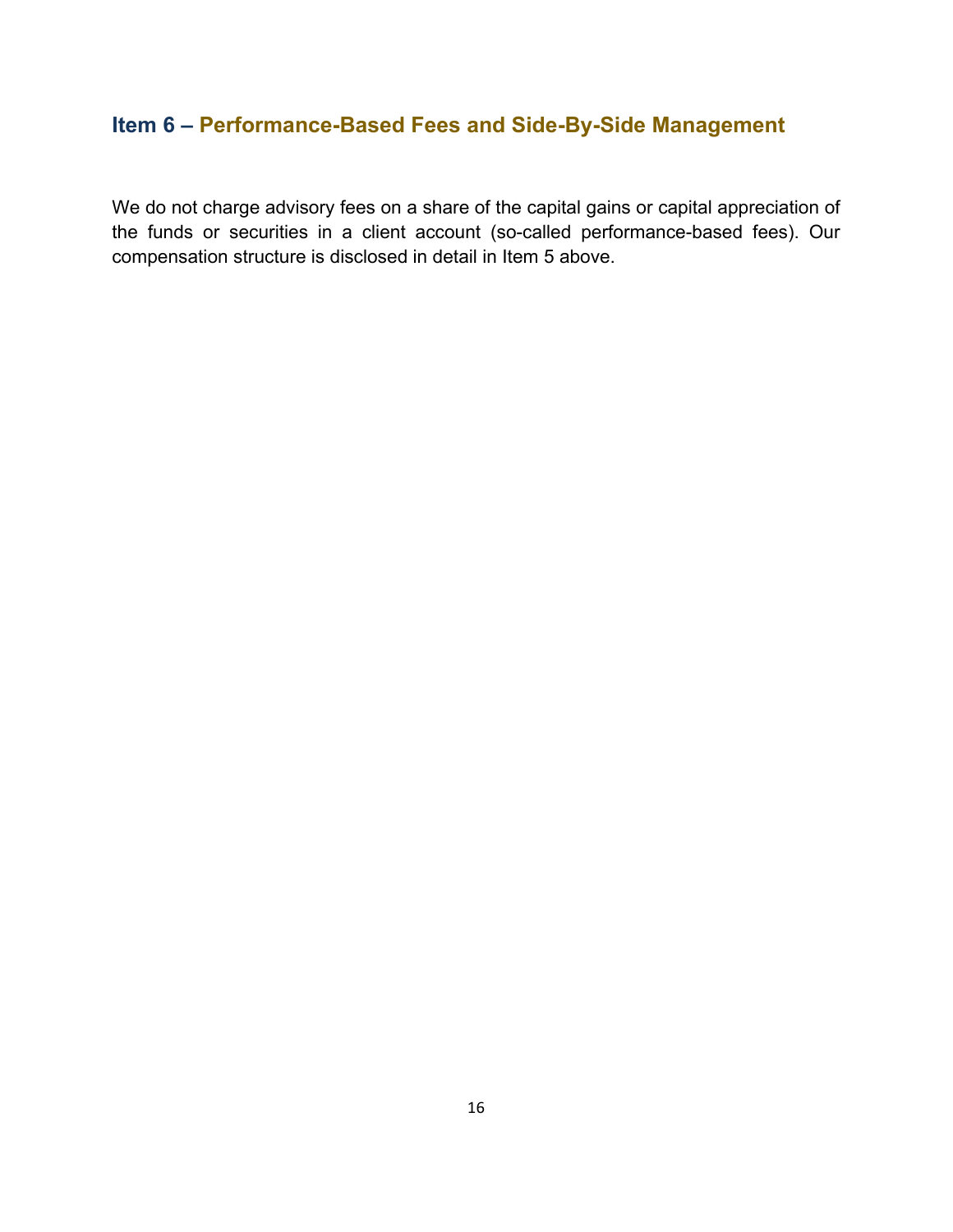## Item 6 – Performance-Based Fees and Side-By-Side Management

We do not charge advisory fees on a share of the capital gains or capital appreciation of the funds or securities in a client account (so-called performance-based fees). Our compensation structure is disclosed in detail in Item 5 above.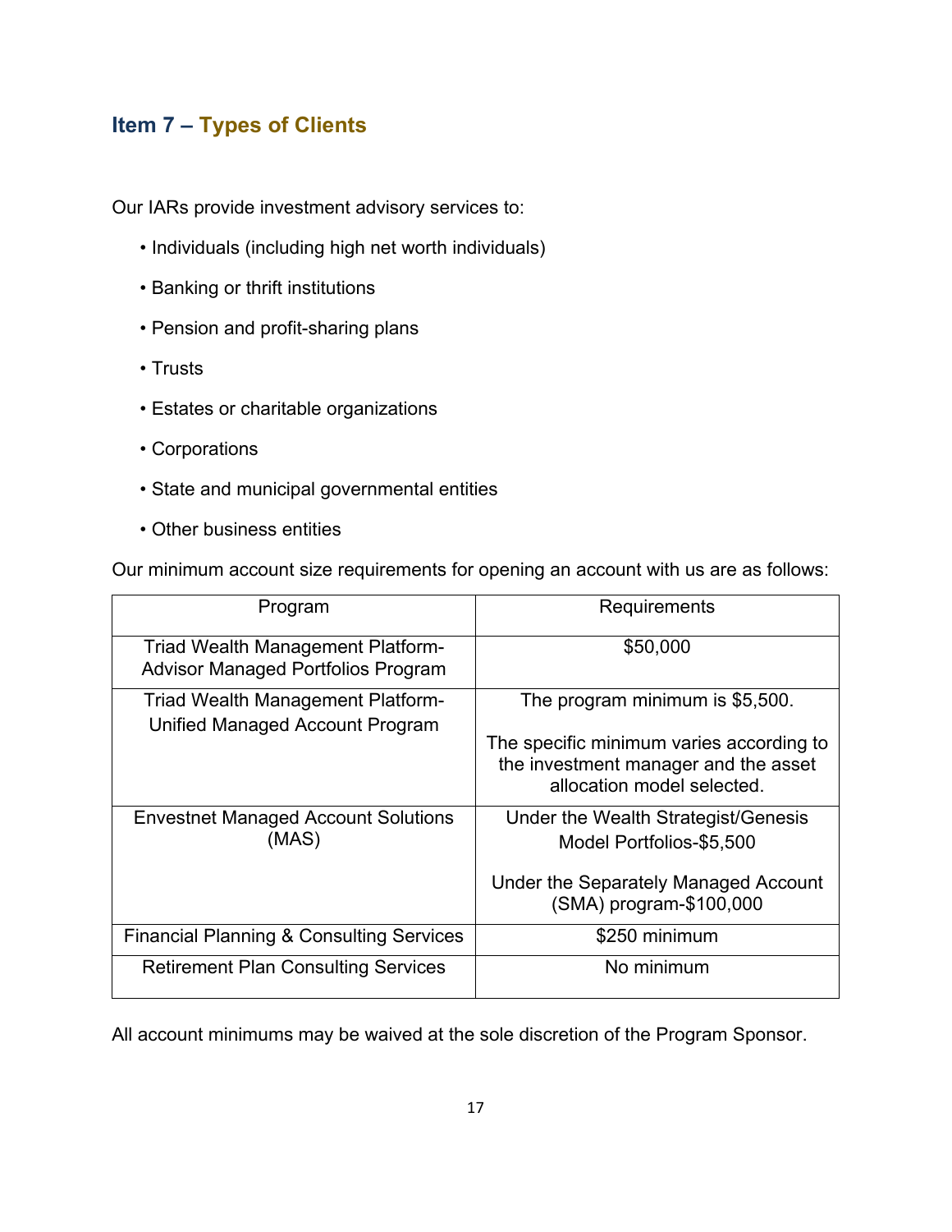## Item 7 – Types of Clients

Our IARs provide investment advisory services to:

- Individuals (including high net worth individuals)
- Banking or thrift institutions
- Pension and profit-sharing plans
- Trusts
- Estates or charitable organizations
- Corporations
- State and municipal governmental entities
- Other business entities

Our minimum account size requirements for opening an account with us are as follows:

| Program | Requirements |
|---|---|
| Triad Wealth Management Platform-Advisor Managed Portfolios Program | $50,000 |
| Triad Wealth Management Platform-Unified Managed Account Program | The program minimum is $5,500.<br><br>The specific minimum varies according to the investment manager and the asset allocation model selected. |
| Envestnet Managed Account Solutions (MAS) | Under the Wealth Strategist/Genesis Model Portfolios-$5,500<br><br>Under the Separately Managed Account (SMA) program-$100,000 |
| Financial Planning & Consulting Services | $250 minimum |
| Retirement Plan Consulting Services | No minimum |

All account minimums may be waived at the sole discretion of the Program Sponsor.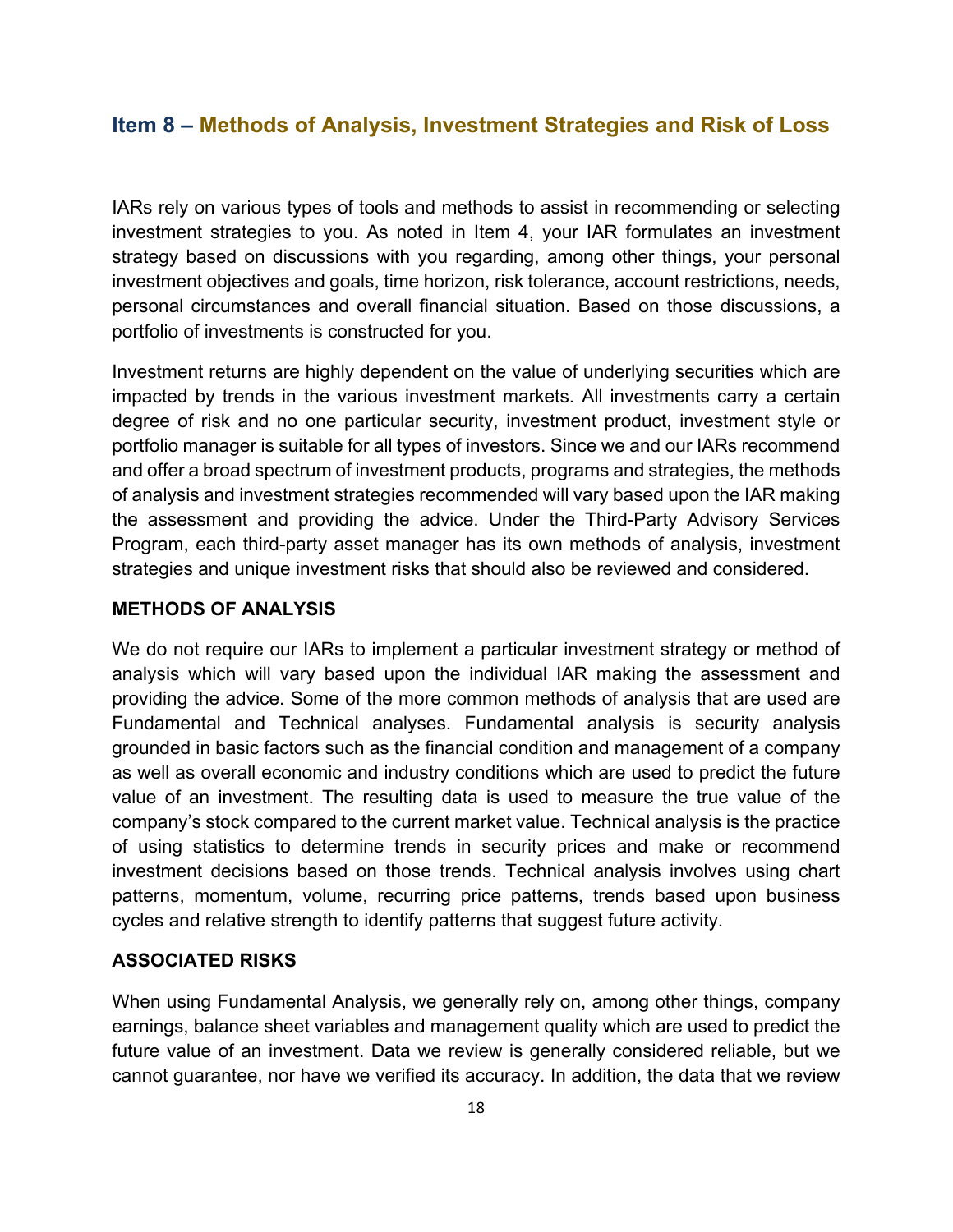## Item 8 – Methods of Analysis, Investment Strategies and Risk of Loss

IARs rely on various types of tools and methods to assist in recommending or selecting investment strategies to you. As noted in Item 4, your IAR formulates an investment strategy based on discussions with you regarding, among other things, your personal investment objectives and goals, time horizon, risk tolerance, account restrictions, needs, personal circumstances and overall financial situation. Based on those discussions, a portfolio of investments is constructed for you.

Investment returns are highly dependent on the value of underlying securities which are impacted by trends in the various investment markets. All investments carry a certain degree of risk and no one particular security, investment product, investment style or portfolio manager is suitable for all types of investors. Since we and our IARs recommend and offer a broad spectrum of investment products, programs and strategies, the methods of analysis and investment strategies recommended will vary based upon the IAR making the assessment and providing the advice. Under the Third-Party Advisory Services Program, each third-party asset manager has its own methods of analysis, investment strategies and unique investment risks that should also be reviewed and considered.

**METHODS OF ANALYSIS**

We do not require our IARs to implement a particular investment strategy or method of analysis which will vary based upon the individual IAR making the assessment and providing the advice. Some of the more common methods of analysis that are used are Fundamental and Technical analyses. Fundamental analysis is security analysis grounded in basic factors such as the financial condition and management of a company as well as overall economic and industry conditions which are used to predict the future value of an investment. The resulting data is used to measure the true value of the company's stock compared to the current market value. Technical analysis is the practice of using statistics to determine trends in security prices and make or recommend investment decisions based on those trends. Technical analysis involves using chart patterns, momentum, volume, recurring price patterns, trends based upon business cycles and relative strength to identify patterns that suggest future activity.

**ASSOCIATED RISKS**

When using Fundamental Analysis, we generally rely on, among other things, company earnings, balance sheet variables and management quality which are used to predict the future value of an investment. Data we review is generally considered reliable, but we cannot guarantee, nor have we verified its accuracy. In addition, the data that we review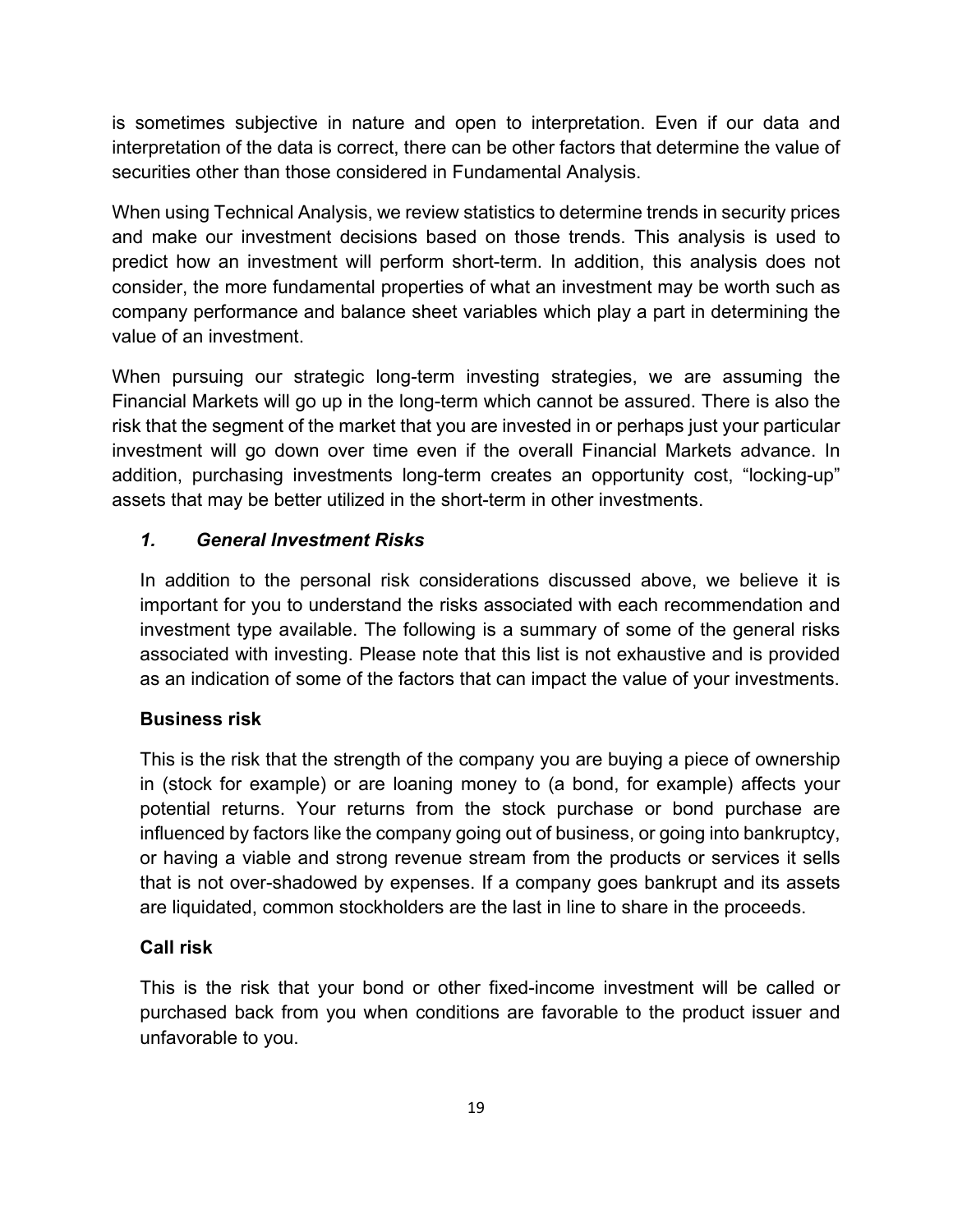is sometimes subjective in nature and open to interpretation. Even if our data and interpretation of the data is correct, there can be other factors that determine the value of securities other than those considered in Fundamental Analysis.

When using Technical Analysis, we review statistics to determine trends in security prices and make our investment decisions based on those trends. This analysis is used to predict how an investment will perform short-term. In addition, this analysis does not consider, the more fundamental properties of what an investment may be worth such as company performance and balance sheet variables which play a part in determining the value of an investment.

When pursuing our strategic long-term investing strategies, we are assuming the Financial Markets will go up in the long-term which cannot be assured. There is also the risk that the segment of the market that you are invested in or perhaps just your particular investment will go down over time even if the overall Financial Markets advance. In addition, purchasing investments long-term creates an opportunity cost, "locking-up" assets that may be better utilized in the short-term in other investments.

### *1. General Investment Risks*

In addition to the personal risk considerations discussed above, we believe it is important for you to understand the risks associated with each recommendation and investment type available. The following is a summary of some of the general risks associated with investing. Please note that this list is not exhaustive and is provided as an indication of some of the factors that can impact the value of your investments.

**Business risk**

This is the risk that the strength of the company you are buying a piece of ownership in (stock for example) or are loaning money to (a bond, for example) affects your potential returns. Your returns from the stock purchase or bond purchase are influenced by factors like the company going out of business, or going into bankruptcy, or having a viable and strong revenue stream from the products or services it sells that is not over-shadowed by expenses. If a company goes bankrupt and its assets are liquidated, common stockholders are the last in line to share in the proceeds.

**Call risk**

This is the risk that your bond or other fixed-income investment will be called or purchased back from you when conditions are favorable to the product issuer and unfavorable to you.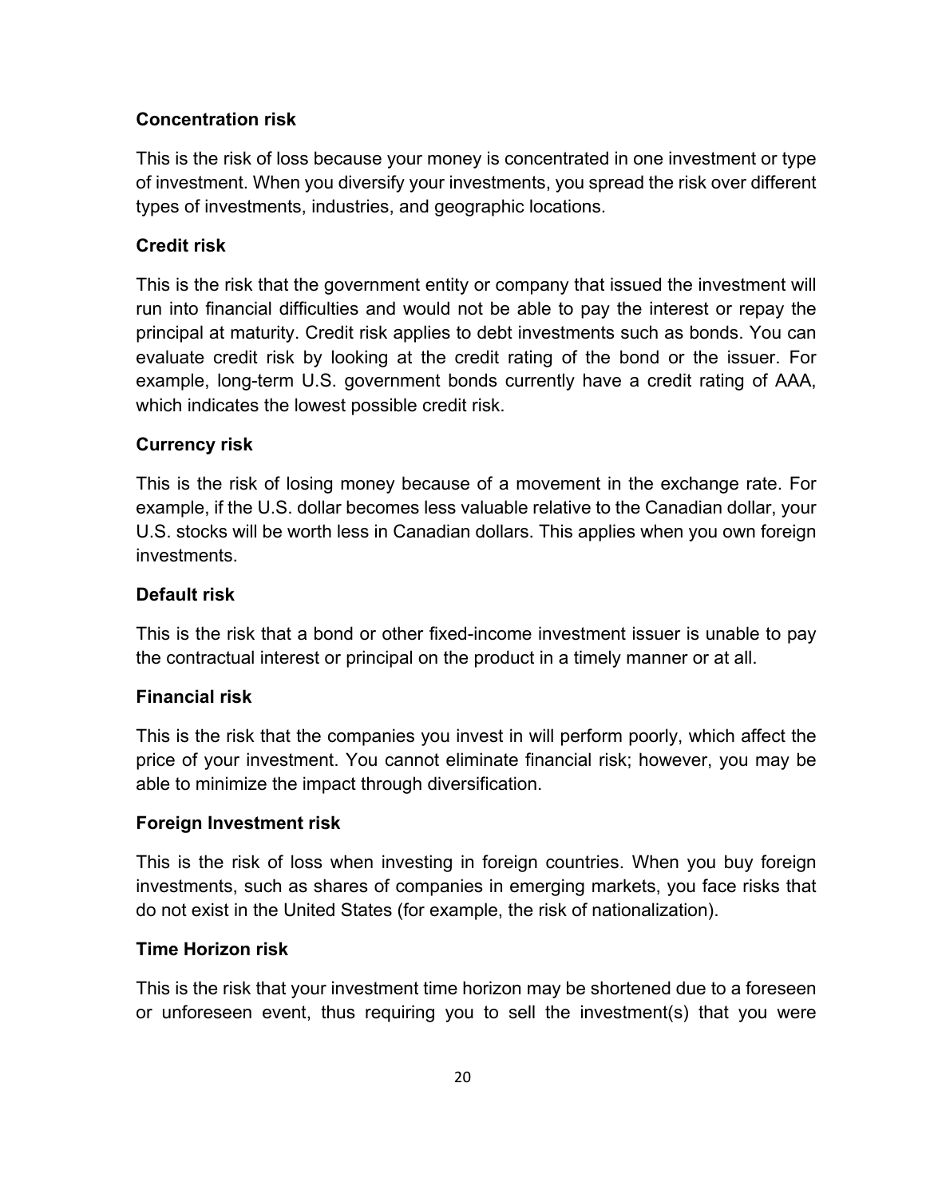### Concentration risk

This is the risk of loss because your money is concentrated in one investment or type of investment. When you diversify your investments, you spread the risk over different types of investments, industries, and geographic locations.

### Credit risk

This is the risk that the government entity or company that issued the investment will run into financial difficulties and would not be able to pay the interest or repay the principal at maturity. Credit risk applies to debt investments such as bonds. You can evaluate credit risk by looking at the credit rating of the bond or the issuer. For example, long-term U.S. government bonds currently have a credit rating of AAA, which indicates the lowest possible credit risk.

### Currency risk

This is the risk of losing money because of a movement in the exchange rate. For example, if the U.S. dollar becomes less valuable relative to the Canadian dollar, your U.S. stocks will be worth less in Canadian dollars. This applies when you own foreign investments.

### Default risk

This is the risk that a bond or other fixed-income investment issuer is unable to pay the contractual interest or principal on the product in a timely manner or at all.

### Financial risk

This is the risk that the companies you invest in will perform poorly, which affect the price of your investment. You cannot eliminate financial risk; however, you may be able to minimize the impact through diversification.

### Foreign Investment risk

This is the risk of loss when investing in foreign countries. When you buy foreign investments, such as shares of companies in emerging markets, you face risks that do not exist in the United States (for example, the risk of nationalization).

### Time Horizon risk

This is the risk that your investment time horizon may be shortened due to a foreseen or unforeseen event, thus requiring you to sell the investment(s) that you were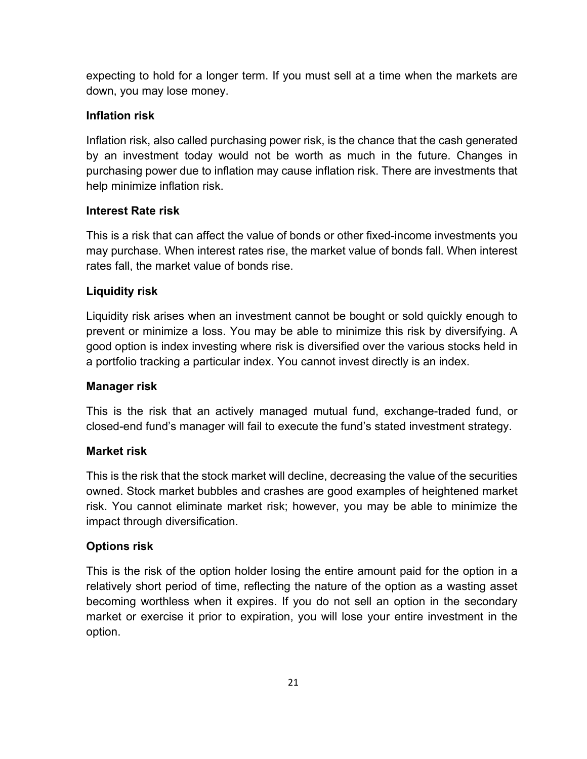expecting to hold for a longer term. If you must sell at a time when the markets are down, you may lose money.

**Inflation risk**

Inflation risk, also called purchasing power risk, is the chance that the cash generated by an investment today would not be worth as much in the future. Changes in purchasing power due to inflation may cause inflation risk. There are investments that help minimize inflation risk.

**Interest Rate risk**

This is a risk that can affect the value of bonds or other fixed-income investments you may purchase. When interest rates rise, the market value of bonds fall. When interest rates fall, the market value of bonds rise.

**Liquidity risk**

Liquidity risk arises when an investment cannot be bought or sold quickly enough to prevent or minimize a loss. You may be able to minimize this risk by diversifying. A good option is index investing where risk is diversified over the various stocks held in a portfolio tracking a particular index. You cannot invest directly is an index.

**Manager risk**

This is the risk that an actively managed mutual fund, exchange-traded fund, or closed-end fund's manager will fail to execute the fund's stated investment strategy.

**Market risk**

This is the risk that the stock market will decline, decreasing the value of the securities owned. Stock market bubbles and crashes are good examples of heightened market risk. You cannot eliminate market risk; however, you may be able to minimize the impact through diversification.

**Options risk**

This is the risk of the option holder losing the entire amount paid for the option in a relatively short period of time, reflecting the nature of the option as a wasting asset becoming worthless when it expires. If you do not sell an option in the secondary market or exercise it prior to expiration, you will lose your entire investment in the option.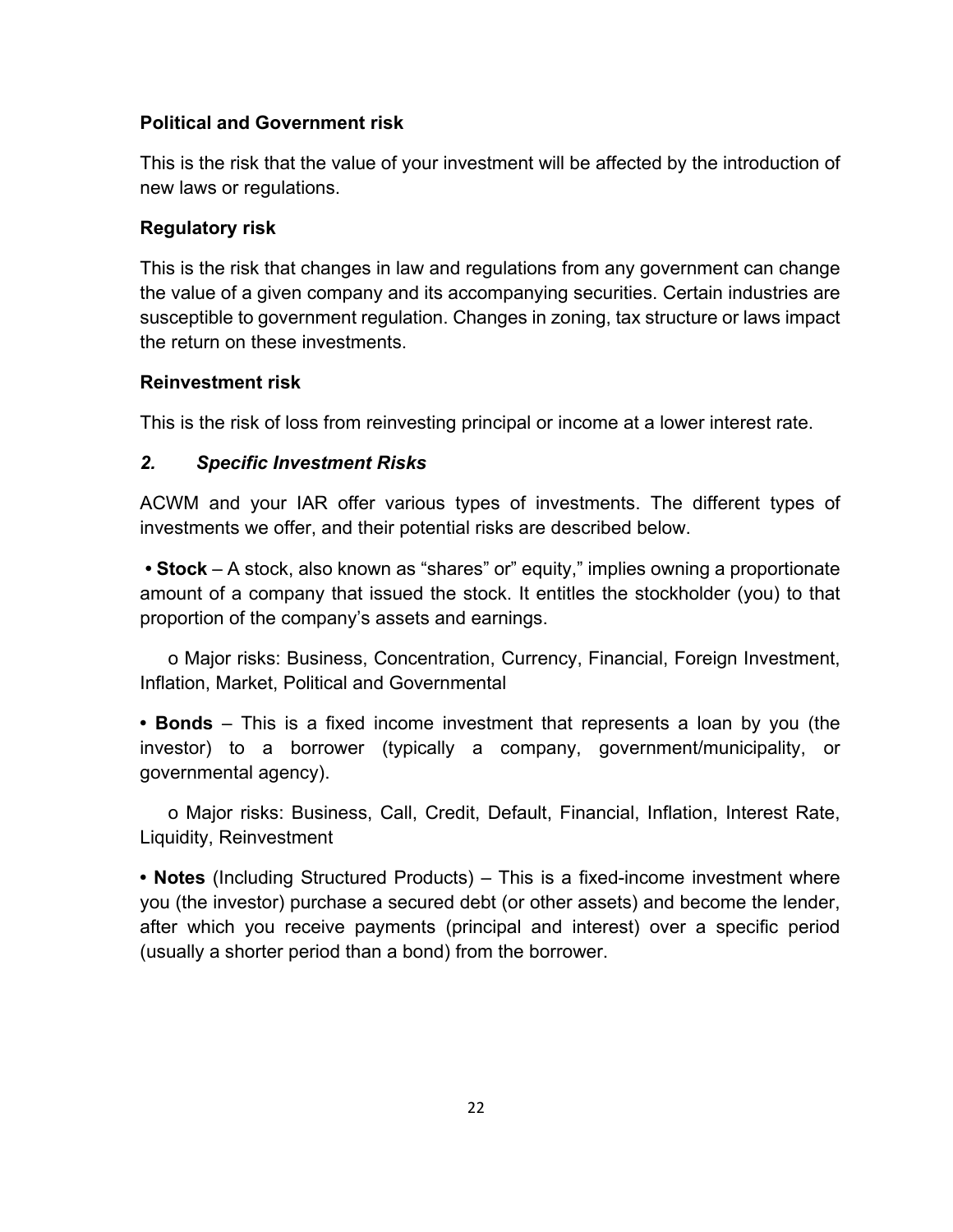**Political and Government risk**

This is the risk that the value of your investment will be affected by the introduction of new laws or regulations.

**Regulatory risk**

This is the risk that changes in law and regulations from any government can change the value of a given company and its accompanying securities. Certain industries are susceptible to government regulation. Changes in zoning, tax structure or laws impact the return on these investments.

**Reinvestment risk**

This is the risk of loss from reinvesting principal or income at a lower interest rate.

***2. Specific Investment Risks***

ACWM and your IAR offer various types of investments. The different types of investments we offer, and their potential risks are described below.

- **Stock** – A stock, also known as "shares" or" equity," implies owning a proportionate amount of a company that issued the stock. It entitles the stockholder (you) to that proportion of the company's assets and earnings.

  - Major risks: Business, Concentration, Currency, Financial, Foreign Investment, Inflation, Market, Political and Governmental

- **Bonds** – This is a fixed income investment that represents a loan by you (the investor) to a borrower (typically a company, government/municipality, or governmental agency).

  - Major risks: Business, Call, Credit, Default, Financial, Inflation, Interest Rate, Liquidity, Reinvestment

- **Notes** (Including Structured Products) – This is a fixed-income investment where you (the investor) purchase a secured debt (or other assets) and become the lender, after which you receive payments (principal and interest) over a specific period (usually a shorter period than a bond) from the borrower.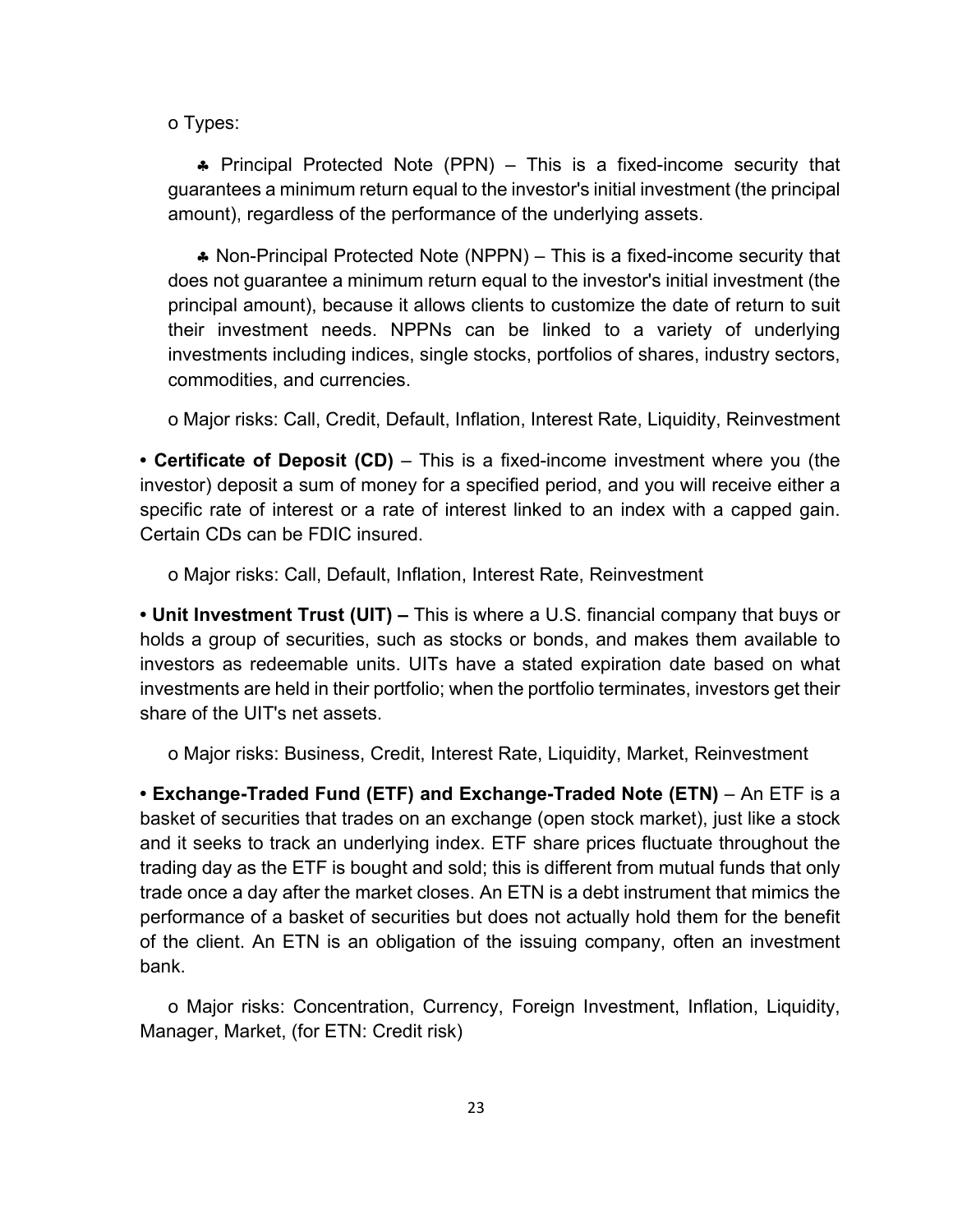- Types:

  - ♣ Principal Protected Note (PPN) – This is a fixed-income security that guarantees a minimum return equal to the investor's initial investment (the principal amount), regardless of the performance of the underlying assets.

  - ♣ Non-Principal Protected Note (NPPN) – This is a fixed-income security that does not guarantee a minimum return equal to the investor's initial investment (the principal amount), because it allows clients to customize the date of return to suit their investment needs. NPPNs can be linked to a variety of underlying investments including indices, single stocks, portfolios of shares, industry sectors, commodities, and currencies.

- Major risks: Call, Credit, Default, Inflation, Interest Rate, Liquidity, Reinvestment

• **Certificate of Deposit (CD)** – This is a fixed-income investment where you (the investor) deposit a sum of money for a specified period, and you will receive either a specific rate of interest or a rate of interest linked to an index with a capped gain. Certain CDs can be FDIC insured.

- Major risks: Call, Default, Inflation, Interest Rate, Reinvestment

• **Unit Investment Trust (UIT) –** This is where a U.S. financial company that buys or holds a group of securities, such as stocks or bonds, and makes them available to investors as redeemable units. UITs have a stated expiration date based on what investments are held in their portfolio; when the portfolio terminates, investors get their share of the UIT's net assets.

- Major risks: Business, Credit, Interest Rate, Liquidity, Market, Reinvestment

• **Exchange-Traded Fund (ETF) and Exchange-Traded Note (ETN)** – An ETF is a basket of securities that trades on an exchange (open stock market), just like a stock and it seeks to track an underlying index. ETF share prices fluctuate throughout the trading day as the ETF is bought and sold; this is different from mutual funds that only trade once a day after the market closes. An ETN is a debt instrument that mimics the performance of a basket of securities but does not actually hold them for the benefit of the client. An ETN is an obligation of the issuing company, often an investment bank.

- Major risks: Concentration, Currency, Foreign Investment, Inflation, Liquidity, Manager, Market, (for ETN: Credit risk)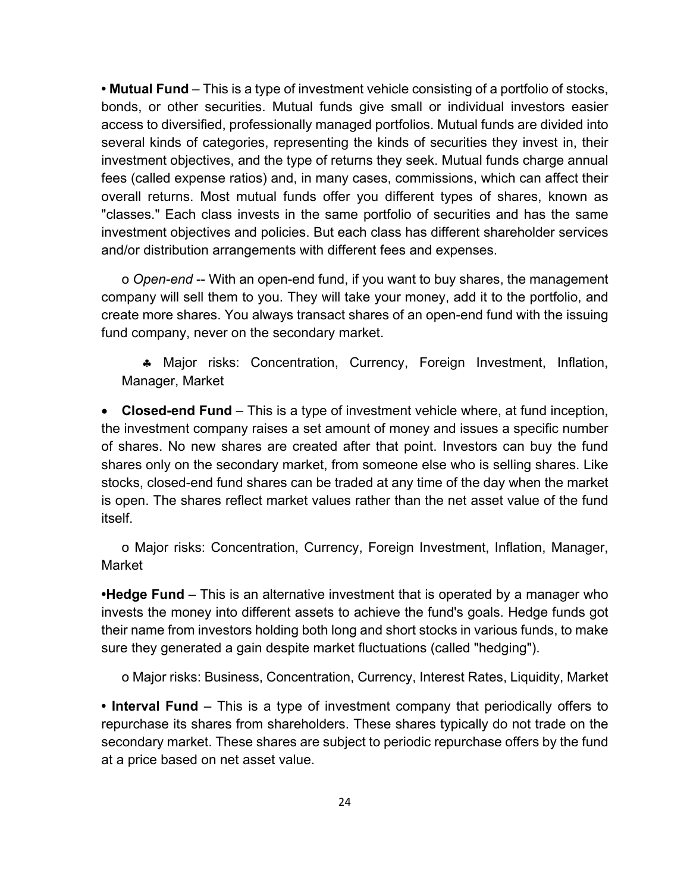- **Mutual Fund** – This is a type of investment vehicle consisting of a portfolio of stocks, bonds, or other securities. Mutual funds give small or individual investors easier access to diversified, professionally managed portfolios. Mutual funds are divided into several kinds of categories, representing the kinds of securities they invest in, their investment objectives, and the type of returns they seek. Mutual funds charge annual fees (called expense ratios) and, in many cases, commissions, which can affect their overall returns. Most mutual funds offer you different types of shares, known as "classes." Each class invests in the same portfolio of securities and has the same investment objectives and policies. But each class has different shareholder services and/or distribution arrangements with different fees and expenses.

  - *Open-end* -- With an open-end fund, if you want to buy shares, the management company will sell them to you. They will take your money, add it to the portfolio, and create more shares. You always transact shares of an open-end fund with the issuing fund company, never on the secondary market.

    - Major risks: Concentration, Currency, Foreign Investment, Inflation, Manager, Market

- **Closed-end Fund** – This is a type of investment vehicle where, at fund inception, the investment company raises a set amount of money and issues a specific number of shares. No new shares are created after that point. Investors can buy the fund shares only on the secondary market, from someone else who is selling shares. Like stocks, closed-end fund shares can be traded at any time of the day when the market is open. The shares reflect market values rather than the net asset value of the fund itself.

  - Major risks: Concentration, Currency, Foreign Investment, Inflation, Manager, Market

- **Hedge Fund** – This is an alternative investment that is operated by a manager who invests the money into different assets to achieve the fund's goals. Hedge funds got their name from investors holding both long and short stocks in various funds, to make sure they generated a gain despite market fluctuations (called "hedging").

  - Major risks: Business, Concentration, Currency, Interest Rates, Liquidity, Market

- **Interval Fund** – This is a type of investment company that periodically offers to repurchase its shares from shareholders. These shares typically do not trade on the secondary market. These shares are subject to periodic repurchase offers by the fund at a price based on net asset value.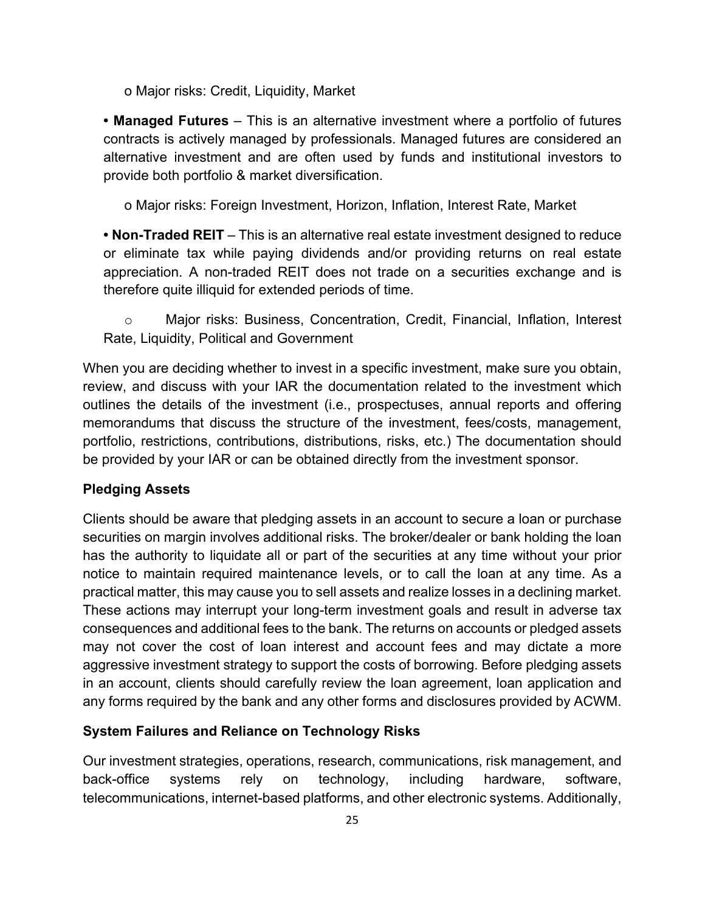- Major risks: Credit, Liquidity, Market

- **Managed Futures** – This is an alternative investment where a portfolio of futures contracts is actively managed by professionals. Managed futures are considered an alternative investment and are often used by funds and institutional investors to provide both portfolio & market diversification.
  - Major risks: Foreign Investment, Horizon, Inflation, Interest Rate, Market

- **Non-Traded REIT** – This is an alternative real estate investment designed to reduce or eliminate tax while paying dividends and/or providing returns on real estate appreciation. A non-traded REIT does not trade on a securities exchange and is therefore quite illiquid for extended periods of time.
  - Major risks: Business, Concentration, Credit, Financial, Inflation, Interest Rate, Liquidity, Political and Government

When you are deciding whether to invest in a specific investment, make sure you obtain, review, and discuss with your IAR the documentation related to the investment which outlines the details of the investment (i.e., prospectuses, annual reports and offering memorandums that discuss the structure of the investment, fees/costs, management, portfolio, restrictions, contributions, distributions, risks, etc.) The documentation should be provided by your IAR or can be obtained directly from the investment sponsor.

**Pledging Assets**

Clients should be aware that pledging assets in an account to secure a loan or purchase securities on margin involves additional risks. The broker/dealer or bank holding the loan has the authority to liquidate all or part of the securities at any time without your prior notice to maintain required maintenance levels, or to call the loan at any time. As a practical matter, this may cause you to sell assets and realize losses in a declining market. These actions may interrupt your long-term investment goals and result in adverse tax consequences and additional fees to the bank. The returns on accounts or pledged assets may not cover the cost of loan interest and account fees and may dictate a more aggressive investment strategy to support the costs of borrowing. Before pledging assets in an account, clients should carefully review the loan agreement, loan application and any forms required by the bank and any other forms and disclosures provided by ACWM.

**System Failures and Reliance on Technology Risks**

Our investment strategies, operations, research, communications, risk management, and back-office systems rely on technology, including hardware, software, telecommunications, internet-based platforms, and other electronic systems. Additionally,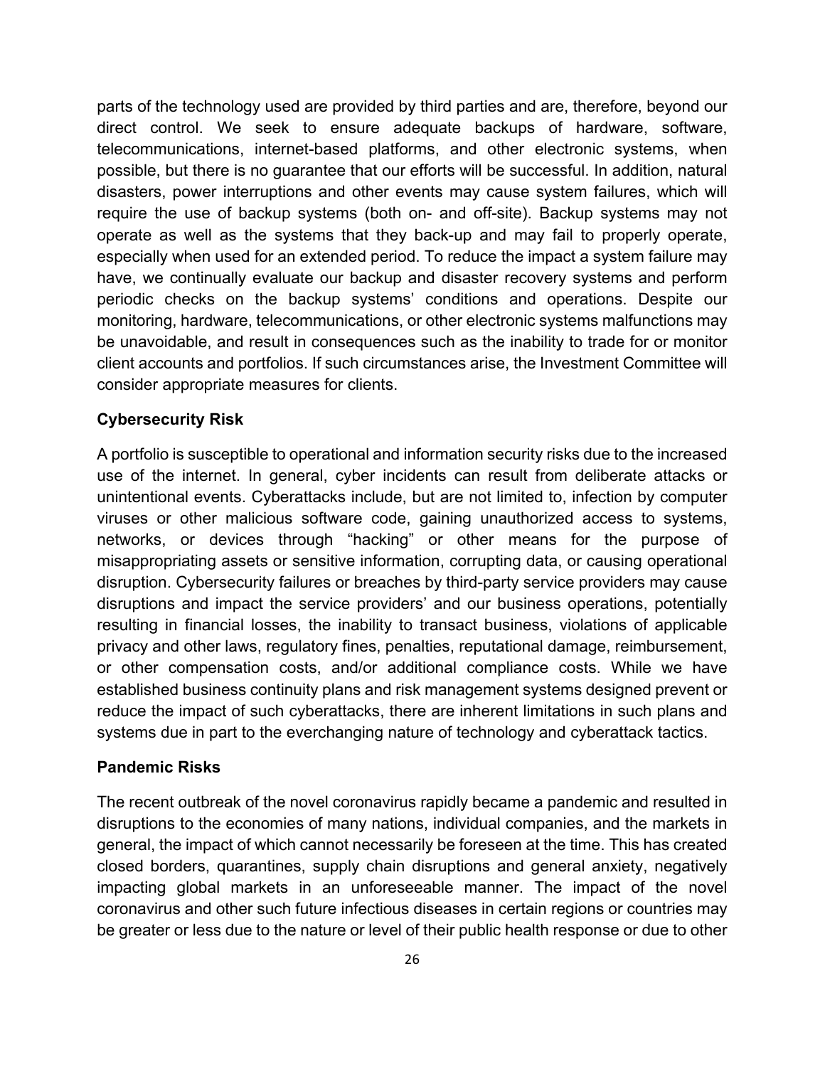parts of the technology used are provided by third parties and are, therefore, beyond our direct control. We seek to ensure adequate backups of hardware, software, telecommunications, internet-based platforms, and other electronic systems, when possible, but there is no guarantee that our efforts will be successful. In addition, natural disasters, power interruptions and other events may cause system failures, which will require the use of backup systems (both on- and off-site). Backup systems may not operate as well as the systems that they back-up and may fail to properly operate, especially when used for an extended period. To reduce the impact a system failure may have, we continually evaluate our backup and disaster recovery systems and perform periodic checks on the backup systems' conditions and operations. Despite our monitoring, hardware, telecommunications, or other electronic systems malfunctions may be unavoidable, and result in consequences such as the inability to trade for or monitor client accounts and portfolios. If such circumstances arise, the Investment Committee will consider appropriate measures for clients.

**Cybersecurity Risk**

A portfolio is susceptible to operational and information security risks due to the increased use of the internet. In general, cyber incidents can result from deliberate attacks or unintentional events. Cyberattacks include, but are not limited to, infection by computer viruses or other malicious software code, gaining unauthorized access to systems, networks, or devices through "hacking" or other means for the purpose of misappropriating assets or sensitive information, corrupting data, or causing operational disruption. Cybersecurity failures or breaches by third-party service providers may cause disruptions and impact the service providers' and our business operations, potentially resulting in financial losses, the inability to transact business, violations of applicable privacy and other laws, regulatory fines, penalties, reputational damage, reimbursement, or other compensation costs, and/or additional compliance costs. While we have established business continuity plans and risk management systems designed prevent or reduce the impact of such cyberattacks, there are inherent limitations in such plans and systems due in part to the everchanging nature of technology and cyberattack tactics.

**Pandemic Risks**

The recent outbreak of the novel coronavirus rapidly became a pandemic and resulted in disruptions to the economies of many nations, individual companies, and the markets in general, the impact of which cannot necessarily be foreseen at the time. This has created closed borders, quarantines, supply chain disruptions and general anxiety, negatively impacting global markets in an unforeseeable manner. The impact of the novel coronavirus and other such future infectious diseases in certain regions or countries may be greater or less due to the nature or level of their public health response or due to other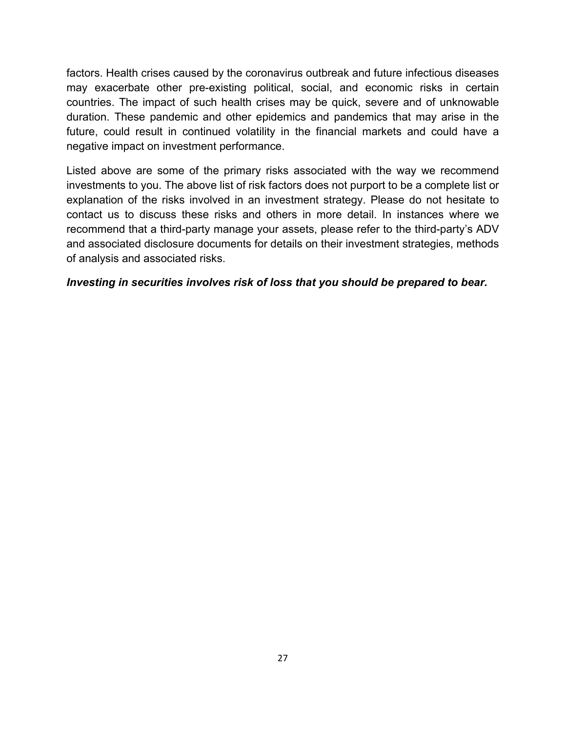factors. Health crises caused by the coronavirus outbreak and future infectious diseases may exacerbate other pre-existing political, social, and economic risks in certain countries. The impact of such health crises may be quick, severe and of unknowable duration. These pandemic and other epidemics and pandemics that may arise in the future, could result in continued volatility in the financial markets and could have a negative impact on investment performance.

Listed above are some of the primary risks associated with the way we recommend investments to you. The above list of risk factors does not purport to be a complete list or explanation of the risks involved in an investment strategy. Please do not hesitate to contact us to discuss these risks and others in more detail. In instances where we recommend that a third-party manage your assets, please refer to the third-party's ADV and associated disclosure documents for details on their investment strategies, methods of analysis and associated risks.

***Investing in securities involves risk of loss that you should be prepared to bear.***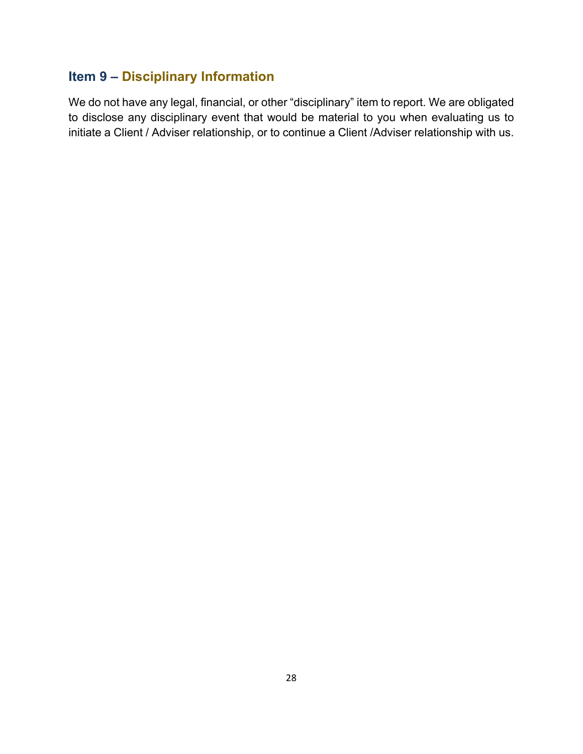## Item 9 – Disciplinary Information

We do not have any legal, financial, or other "disciplinary" item to report. We are obligated to disclose any disciplinary event that would be material to you when evaluating us to initiate a Client / Adviser relationship, or to continue a Client /Adviser relationship with us.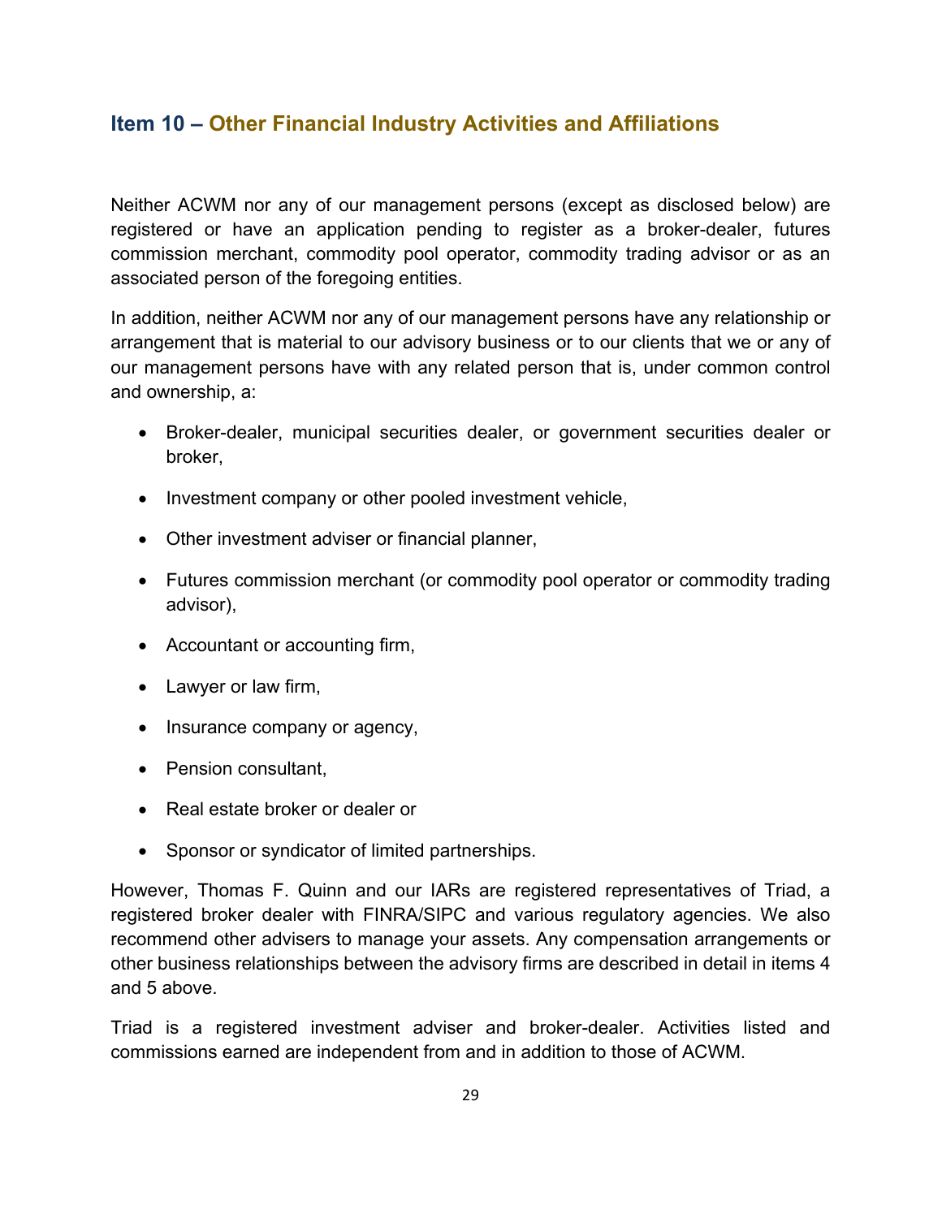## Item 10 – Other Financial Industry Activities and Affiliations

Neither ACWM nor any of our management persons (except as disclosed below) are registered or have an application pending to register as a broker-dealer, futures commission merchant, commodity pool operator, commodity trading advisor or as an associated person of the foregoing entities.

In addition, neither ACWM nor any of our management persons have any relationship or arrangement that is material to our advisory business or to our clients that we or any of our management persons have with any related person that is, under common control and ownership, a:

- Broker-dealer, municipal securities dealer, or government securities dealer or broker,
- Investment company or other pooled investment vehicle,
- Other investment adviser or financial planner,
- Futures commission merchant (or commodity pool operator or commodity trading advisor),
- Accountant or accounting firm,
- Lawyer or law firm,
- Insurance company or agency,
- Pension consultant,
- Real estate broker or dealer or
- Sponsor or syndicator of limited partnerships.

However, Thomas F. Quinn and our IARs are registered representatives of Triad, a registered broker dealer with FINRA/SIPC and various regulatory agencies. We also recommend other advisers to manage your assets. Any compensation arrangements or other business relationships between the advisory firms are described in detail in items 4 and 5 above.

Triad is a registered investment adviser and broker-dealer. Activities listed and commissions earned are independent from and in addition to those of ACWM.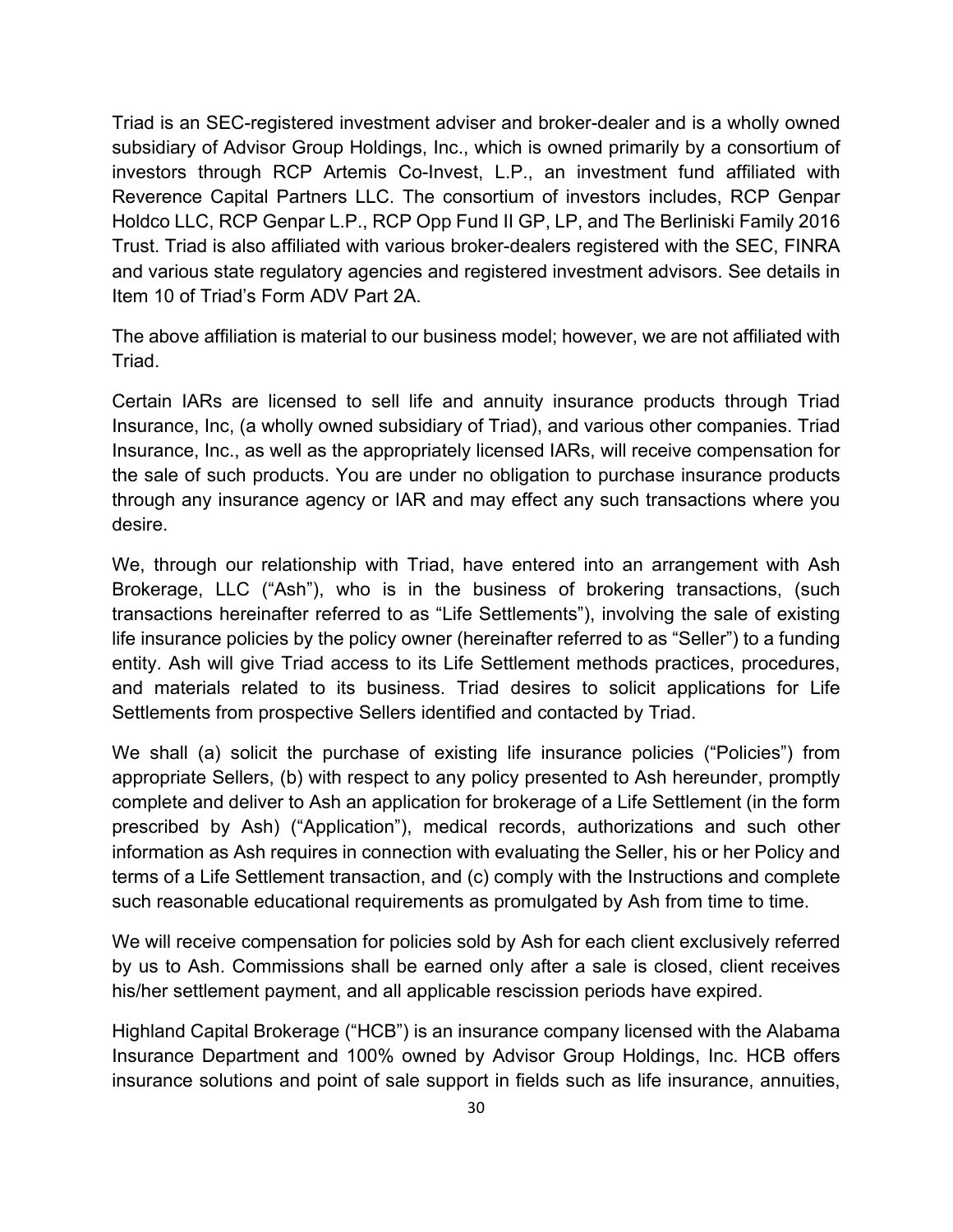Triad is an SEC-registered investment adviser and broker-dealer and is a wholly owned subsidiary of Advisor Group Holdings, Inc., which is owned primarily by a consortium of investors through RCP Artemis Co-Invest, L.P., an investment fund affiliated with Reverence Capital Partners LLC. The consortium of investors includes, RCP Genpar Holdco LLC, RCP Genpar L.P., RCP Opp Fund II GP, LP, and The Berliniski Family 2016 Trust. Triad is also affiliated with various broker-dealers registered with the SEC, FINRA and various state regulatory agencies and registered investment advisors. See details in Item 10 of Triad's Form ADV Part 2A.

The above affiliation is material to our business model; however, we are not affiliated with Triad.

Certain IARs are licensed to sell life and annuity insurance products through Triad Insurance, Inc, (a wholly owned subsidiary of Triad), and various other companies. Triad Insurance, Inc., as well as the appropriately licensed IARs, will receive compensation for the sale of such products. You are under no obligation to purchase insurance products through any insurance agency or IAR and may effect any such transactions where you desire.

We, through our relationship with Triad, have entered into an arrangement with Ash Brokerage, LLC ("Ash"), who is in the business of brokering transactions, (such transactions hereinafter referred to as "Life Settlements"), involving the sale of existing life insurance policies by the policy owner (hereinafter referred to as "Seller") to a funding entity. Ash will give Triad access to its Life Settlement methods practices, procedures, and materials related to its business. Triad desires to solicit applications for Life Settlements from prospective Sellers identified and contacted by Triad.

We shall (a) solicit the purchase of existing life insurance policies ("Policies") from appropriate Sellers, (b) with respect to any policy presented to Ash hereunder, promptly complete and deliver to Ash an application for brokerage of a Life Settlement (in the form prescribed by Ash) ("Application"), medical records, authorizations and such other information as Ash requires in connection with evaluating the Seller, his or her Policy and terms of a Life Settlement transaction, and (c) comply with the Instructions and complete such reasonable educational requirements as promulgated by Ash from time to time.

We will receive compensation for policies sold by Ash for each client exclusively referred by us to Ash. Commissions shall be earned only after a sale is closed, client receives his/her settlement payment, and all applicable rescission periods have expired.

Highland Capital Brokerage ("HCB") is an insurance company licensed with the Alabama Insurance Department and 100% owned by Advisor Group Holdings, Inc. HCB offers insurance solutions and point of sale support in fields such as life insurance, annuities,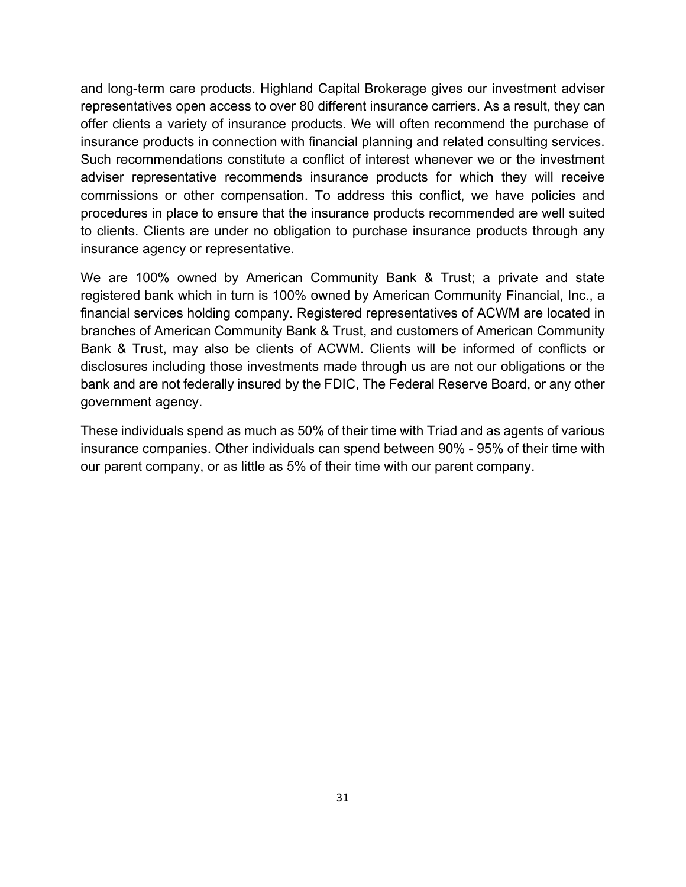and long-term care products. Highland Capital Brokerage gives our investment adviser representatives open access to over 80 different insurance carriers. As a result, they can offer clients a variety of insurance products. We will often recommend the purchase of insurance products in connection with financial planning and related consulting services. Such recommendations constitute a conflict of interest whenever we or the investment adviser representative recommends insurance products for which they will receive commissions or other compensation. To address this conflict, we have policies and procedures in place to ensure that the insurance products recommended are well suited to clients. Clients are under no obligation to purchase insurance products through any insurance agency or representative.

We are 100% owned by American Community Bank & Trust; a private and state registered bank which in turn is 100% owned by American Community Financial, Inc., a financial services holding company. Registered representatives of ACWM are located in branches of American Community Bank & Trust, and customers of American Community Bank & Trust, may also be clients of ACWM. Clients will be informed of conflicts or disclosures including those investments made through us are not our obligations or the bank and are not federally insured by the FDIC, The Federal Reserve Board, or any other government agency.

These individuals spend as much as 50% of their time with Triad and as agents of various insurance companies. Other individuals can spend between 90% - 95% of their time with our parent company, or as little as 5% of their time with our parent company.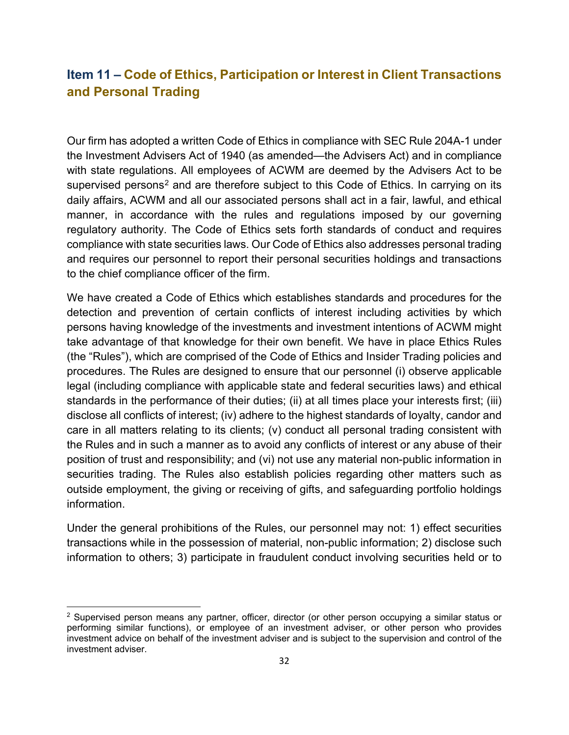## Item 11 – Code of Ethics, Participation or Interest in Client Transactions and Personal Trading

Our firm has adopted a written Code of Ethics in compliance with SEC Rule 204A-1 under the Investment Advisers Act of 1940 (as amended—the Advisers Act) and in compliance with state regulations. All employees of ACWM are deemed by the Advisers Act to be supervised persons[2] and are therefore subject to this Code of Ethics. In carrying on its daily affairs, ACWM and all our associated persons shall act in a fair, lawful, and ethical manner, in accordance with the rules and regulations imposed by our governing regulatory authority. The Code of Ethics sets forth standards of conduct and requires compliance with state securities laws. Our Code of Ethics also addresses personal trading and requires our personnel to report their personal securities holdings and transactions to the chief compliance officer of the firm.

We have created a Code of Ethics which establishes standards and procedures for the detection and prevention of certain conflicts of interest including activities by which persons having knowledge of the investments and investment intentions of ACWM might take advantage of that knowledge for their own benefit. We have in place Ethics Rules (the "Rules"), which are comprised of the Code of Ethics and Insider Trading policies and procedures. The Rules are designed to ensure that our personnel (i) observe applicable legal (including compliance with applicable state and federal securities laws) and ethical standards in the performance of their duties; (ii) at all times place your interests first; (iii) disclose all conflicts of interest; (iv) adhere to the highest standards of loyalty, candor and care in all matters relating to its clients; (v) conduct all personal trading consistent with the Rules and in such a manner as to avoid any conflicts of interest or any abuse of their position of trust and responsibility; and (vi) not use any material non-public information in securities trading. The Rules also establish policies regarding other matters such as outside employment, the giving or receiving of gifts, and safeguarding portfolio holdings information.

Under the general prohibitions of the Rules, our personnel may not: 1) effect securities transactions while in the possession of material, non-public information; 2) disclose such information to others; 3) participate in fraudulent conduct involving securities held or to

---

[2] Supervised person means any partner, officer, director (or other person occupying a similar status or performing similar functions), or employee of an investment adviser, or other person who provides investment advice on behalf of the investment adviser and is subject to the supervision and control of the investment adviser.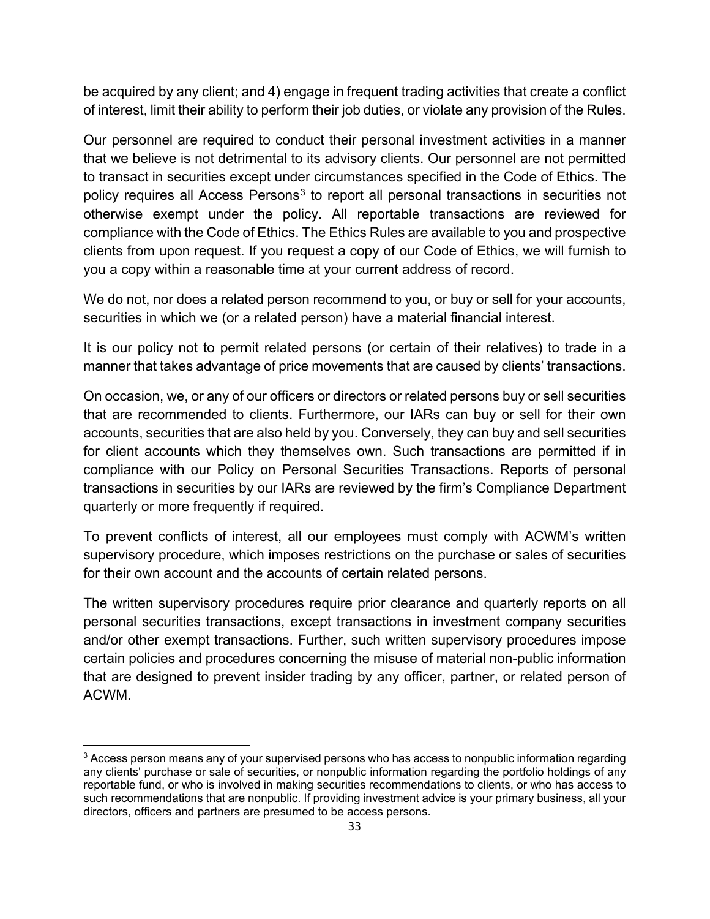be acquired by any client; and 4) engage in frequent trading activities that create a conflict of interest, limit their ability to perform their job duties, or violate any provision of the Rules.

Our personnel are required to conduct their personal investment activities in a manner that we believe is not detrimental to its advisory clients. Our personnel are not permitted to transact in securities except under circumstances specified in the Code of Ethics. The policy requires all Access Persons[3] to report all personal transactions in securities not otherwise exempt under the policy. All reportable transactions are reviewed for compliance with the Code of Ethics. The Ethics Rules are available to you and prospective clients from upon request. If you request a copy of our Code of Ethics, we will furnish to you a copy within a reasonable time at your current address of record.

We do not, nor does a related person recommend to you, or buy or sell for your accounts, securities in which we (or a related person) have a material financial interest.

It is our policy not to permit related persons (or certain of their relatives) to trade in a manner that takes advantage of price movements that are caused by clients' transactions.

On occasion, we, or any of our officers or directors or related persons buy or sell securities that are recommended to clients. Furthermore, our IARs can buy or sell for their own accounts, securities that are also held by you. Conversely, they can buy and sell securities for client accounts which they themselves own. Such transactions are permitted if in compliance with our Policy on Personal Securities Transactions. Reports of personal transactions in securities by our IARs are reviewed by the firm's Compliance Department quarterly or more frequently if required.

To prevent conflicts of interest, all our employees must comply with ACWM's written supervisory procedure, which imposes restrictions on the purchase or sales of securities for their own account and the accounts of certain related persons.

The written supervisory procedures require prior clearance and quarterly reports on all personal securities transactions, except transactions in investment company securities and/or other exempt transactions. Further, such written supervisory procedures impose certain policies and procedures concerning the misuse of material non-public information that are designed to prevent insider trading by any officer, partner, or related person of ACWM.

---

[3] Access person means any of your supervised persons who has access to nonpublic information regarding any clients' purchase or sale of securities, or nonpublic information regarding the portfolio holdings of any reportable fund, or who is involved in making securities recommendations to clients, or who has access to such recommendations that are nonpublic. If providing investment advice is your primary business, all your directors, officers and partners are presumed to be access persons.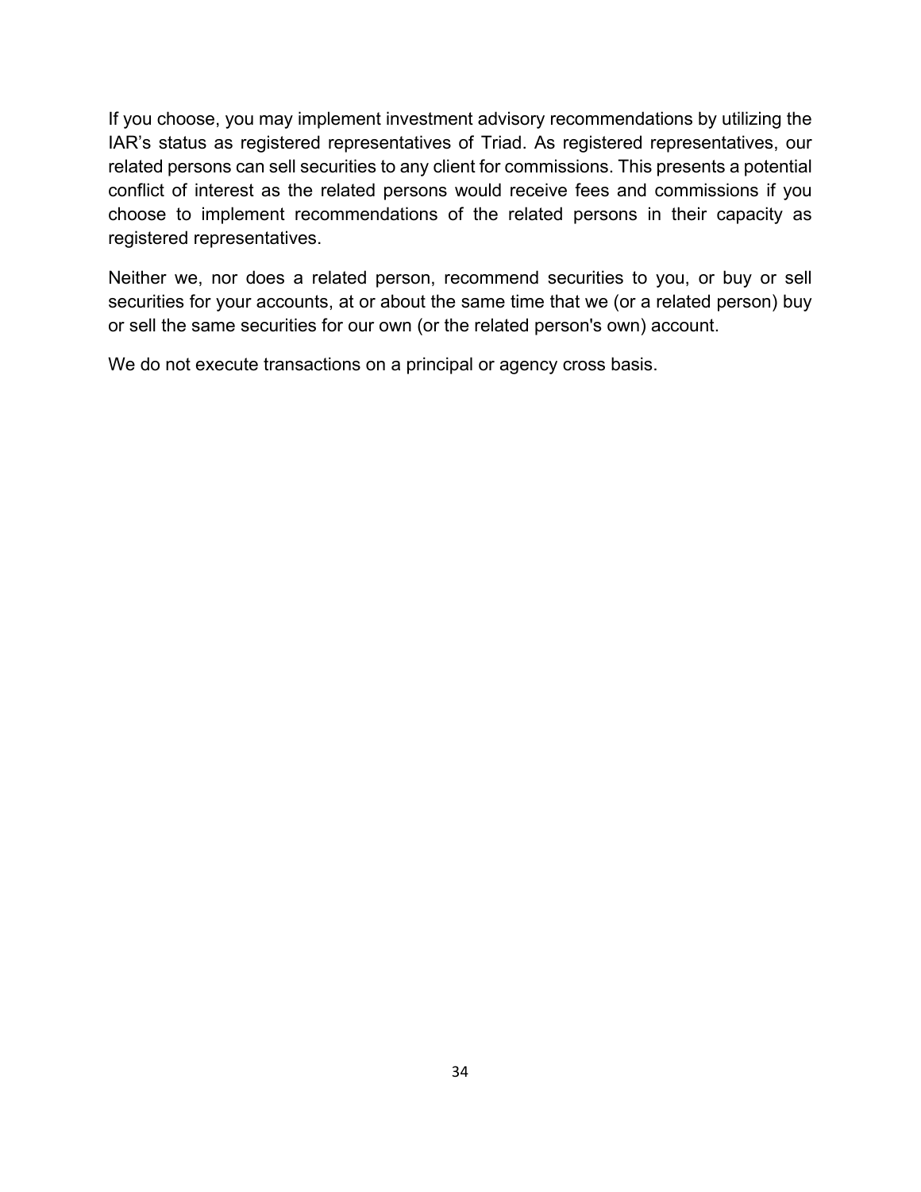If you choose, you may implement investment advisory recommendations by utilizing the IAR's status as registered representatives of Triad. As registered representatives, our related persons can sell securities to any client for commissions. This presents a potential conflict of interest as the related persons would receive fees and commissions if you choose to implement recommendations of the related persons in their capacity as registered representatives.

Neither we, nor does a related person, recommend securities to you, or buy or sell securities for your accounts, at or about the same time that we (or a related person) buy or sell the same securities for our own (or the related person's own) account.

We do not execute transactions on a principal or agency cross basis.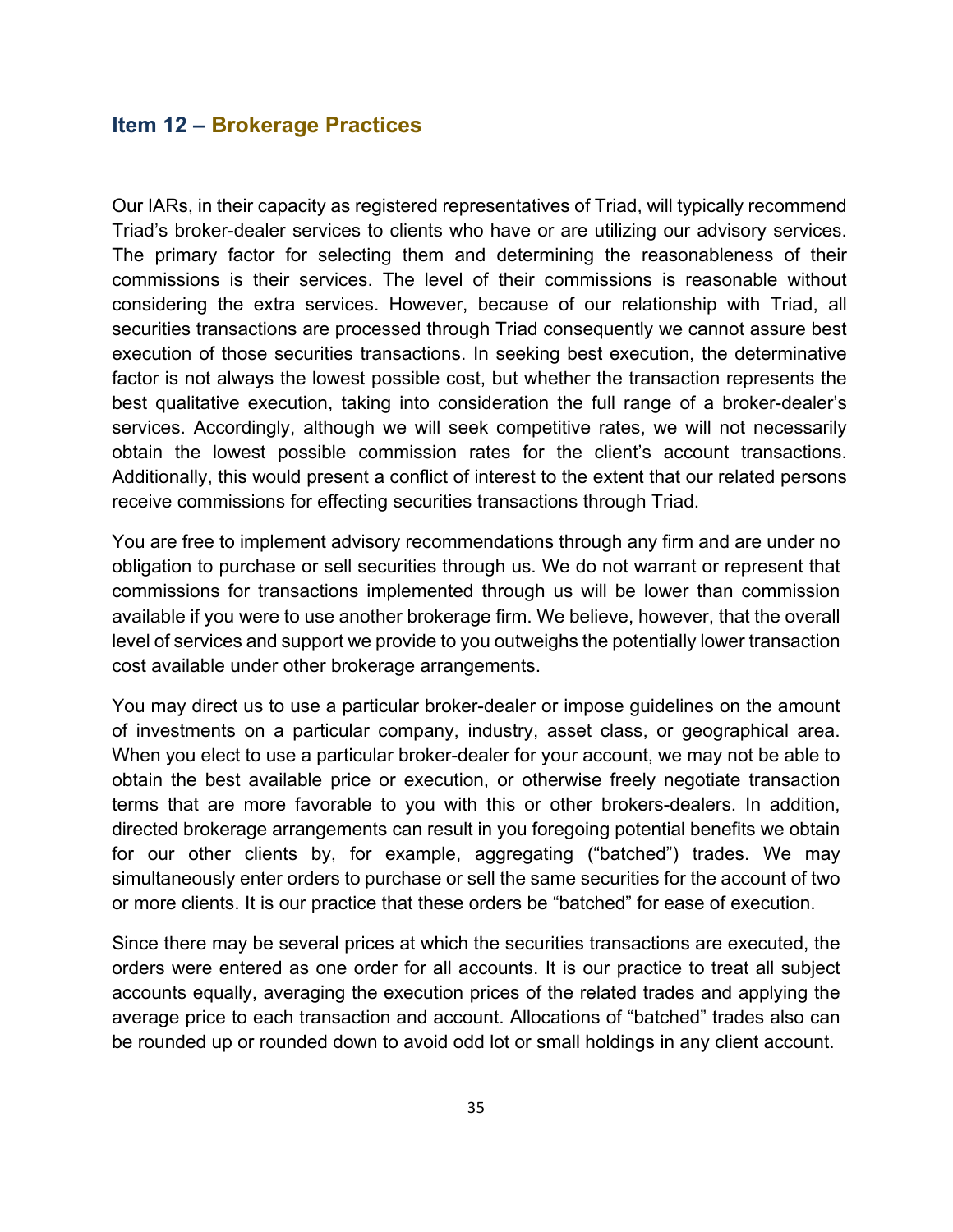## Item 12 – Brokerage Practices

Our IARs, in their capacity as registered representatives of Triad, will typically recommend Triad's broker-dealer services to clients who have or are utilizing our advisory services. The primary factor for selecting them and determining the reasonableness of their commissions is their services. The level of their commissions is reasonable without considering the extra services. However, because of our relationship with Triad, all securities transactions are processed through Triad consequently we cannot assure best execution of those securities transactions. In seeking best execution, the determinative factor is not always the lowest possible cost, but whether the transaction represents the best qualitative execution, taking into consideration the full range of a broker-dealer's services. Accordingly, although we will seek competitive rates, we will not necessarily obtain the lowest possible commission rates for the client's account transactions. Additionally, this would present a conflict of interest to the extent that our related persons receive commissions for effecting securities transactions through Triad.

You are free to implement advisory recommendations through any firm and are under no obligation to purchase or sell securities through us. We do not warrant or represent that commissions for transactions implemented through us will be lower than commission available if you were to use another brokerage firm. We believe, however, that the overall level of services and support we provide to you outweighs the potentially lower transaction cost available under other brokerage arrangements.

You may direct us to use a particular broker-dealer or impose guidelines on the amount of investments on a particular company, industry, asset class, or geographical area. When you elect to use a particular broker-dealer for your account, we may not be able to obtain the best available price or execution, or otherwise freely negotiate transaction terms that are more favorable to you with this or other brokers-dealers. In addition, directed brokerage arrangements can result in you foregoing potential benefits we obtain for our other clients by, for example, aggregating ("batched") trades. We may simultaneously enter orders to purchase or sell the same securities for the account of two or more clients. It is our practice that these orders be "batched" for ease of execution.

Since there may be several prices at which the securities transactions are executed, the orders were entered as one order for all accounts. It is our practice to treat all subject accounts equally, averaging the execution prices of the related trades and applying the average price to each transaction and account. Allocations of "batched" trades also can be rounded up or rounded down to avoid odd lot or small holdings in any client account.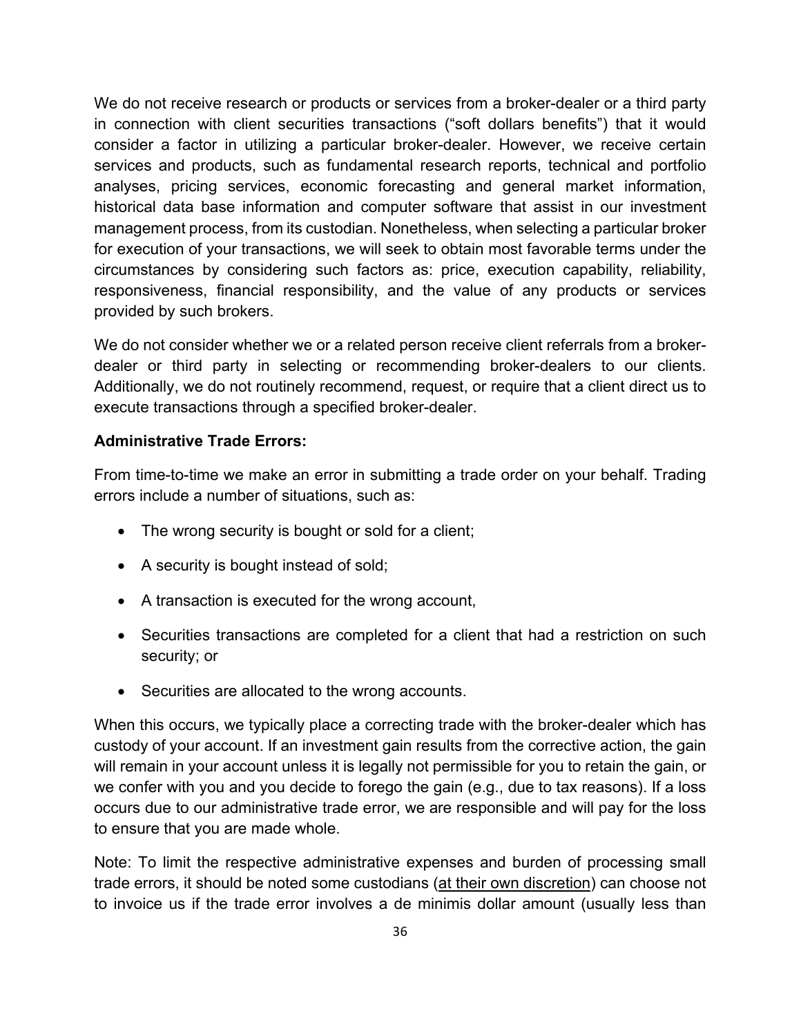We do not receive research or products or services from a broker-dealer or a third party in connection with client securities transactions ("soft dollars benefits") that it would consider a factor in utilizing a particular broker-dealer. However, we receive certain services and products, such as fundamental research reports, technical and portfolio analyses, pricing services, economic forecasting and general market information, historical data base information and computer software that assist in our investment management process, from its custodian. Nonetheless, when selecting a particular broker for execution of your transactions, we will seek to obtain most favorable terms under the circumstances by considering such factors as: price, execution capability, reliability, responsiveness, financial responsibility, and the value of any products or services provided by such brokers.

We do not consider whether we or a related person receive client referrals from a broker-dealer or third party in selecting or recommending broker-dealers to our clients. Additionally, we do not routinely recommend, request, or require that a client direct us to execute transactions through a specified broker-dealer.

**Administrative Trade Errors:**

From time-to-time we make an error in submitting a trade order on your behalf. Trading errors include a number of situations, such as:

- The wrong security is bought or sold for a client;
- A security is bought instead of sold;
- A transaction is executed for the wrong account,
- Securities transactions are completed for a client that had a restriction on such security; or
- Securities are allocated to the wrong accounts.

When this occurs, we typically place a correcting trade with the broker-dealer which has custody of your account. If an investment gain results from the corrective action, the gain will remain in your account unless it is legally not permissible for you to retain the gain, or we confer with you and you decide to forego the gain (e.g., due to tax reasons). If a loss occurs due to our administrative trade error, we are responsible and will pay for the loss to ensure that you are made whole.

Note: To limit the respective administrative expenses and burden of processing small trade errors, it should be noted some custodians (<u>at their own discretion</u>) can choose not to invoice us if the trade error involves a de minimis dollar amount (usually less than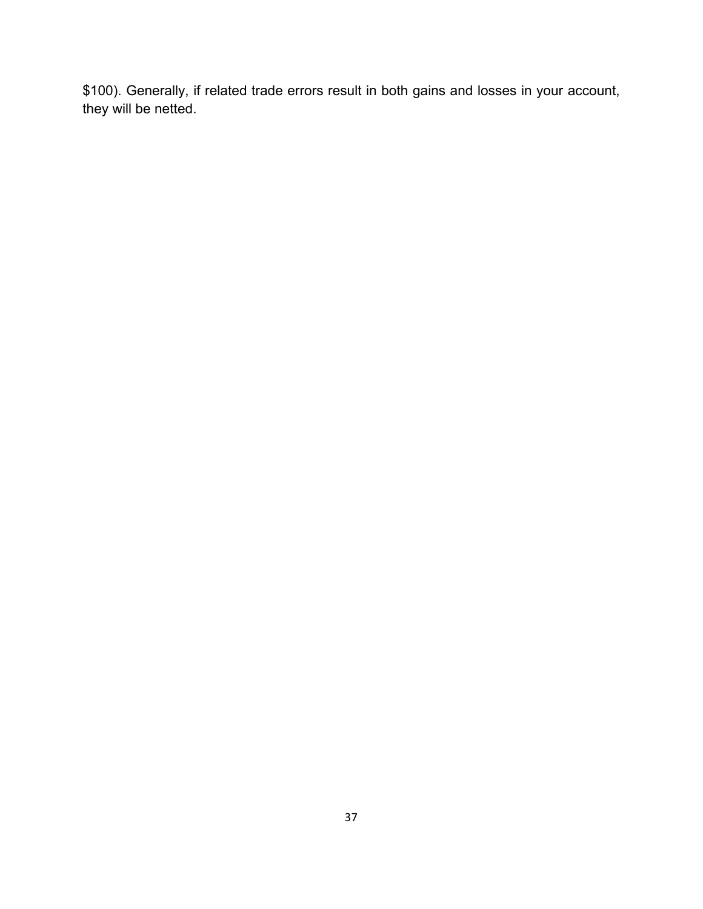$100). Generally, if related trade errors result in both gains and losses in your account, they will be netted.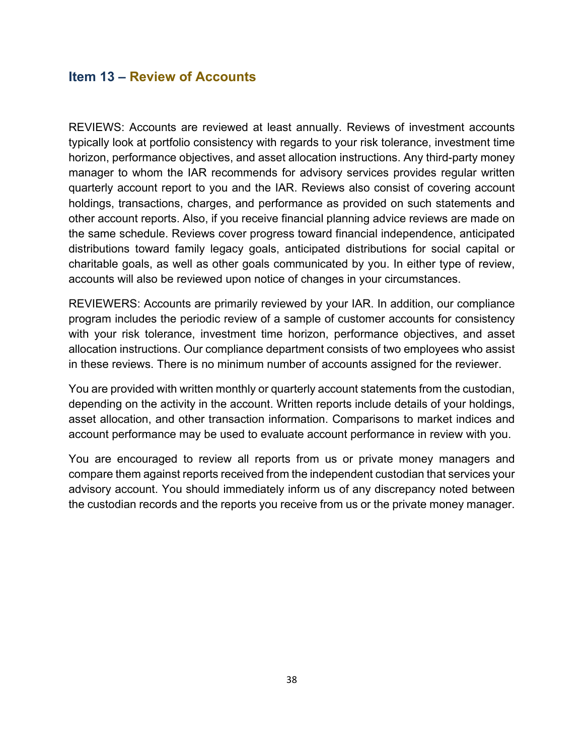## Item 13 – Review of Accounts

REVIEWS: Accounts are reviewed at least annually. Reviews of investment accounts typically look at portfolio consistency with regards to your risk tolerance, investment time horizon, performance objectives, and asset allocation instructions. Any third-party money manager to whom the IAR recommends for advisory services provides regular written quarterly account report to you and the IAR. Reviews also consist of covering account holdings, transactions, charges, and performance as provided on such statements and other account reports. Also, if you receive financial planning advice reviews are made on the same schedule. Reviews cover progress toward financial independence, anticipated distributions toward family legacy goals, anticipated distributions for social capital or charitable goals, as well as other goals communicated by you. In either type of review, accounts will also be reviewed upon notice of changes in your circumstances.

REVIEWERS: Accounts are primarily reviewed by your IAR. In addition, our compliance program includes the periodic review of a sample of customer accounts for consistency with your risk tolerance, investment time horizon, performance objectives, and asset allocation instructions. Our compliance department consists of two employees who assist in these reviews. There is no minimum number of accounts assigned for the reviewer.

You are provided with written monthly or quarterly account statements from the custodian, depending on the activity in the account. Written reports include details of your holdings, asset allocation, and other transaction information. Comparisons to market indices and account performance may be used to evaluate account performance in review with you.

You are encouraged to review all reports from us or private money managers and compare them against reports received from the independent custodian that services your advisory account. You should immediately inform us of any discrepancy noted between the custodian records and the reports you receive from us or the private money manager.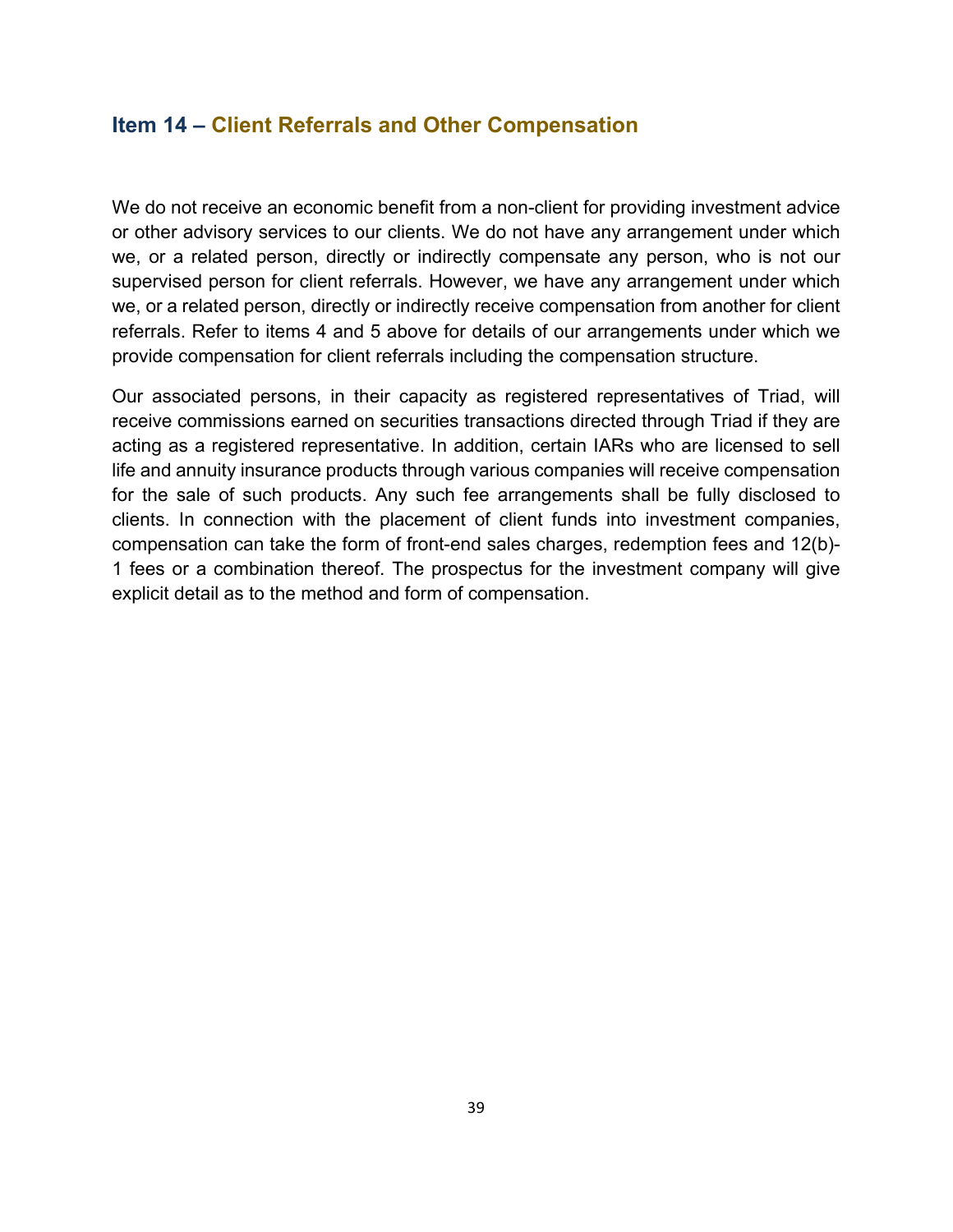## Item 14 – Client Referrals and Other Compensation

We do not receive an economic benefit from a non-client for providing investment advice or other advisory services to our clients. We do not have any arrangement under which we, or a related person, directly or indirectly compensate any person, who is not our supervised person for client referrals. However, we have any arrangement under which we, or a related person, directly or indirectly receive compensation from another for client referrals. Refer to items 4 and 5 above for details of our arrangements under which we provide compensation for client referrals including the compensation structure.

Our associated persons, in their capacity as registered representatives of Triad, will receive commissions earned on securities transactions directed through Triad if they are acting as a registered representative. In addition, certain IARs who are licensed to sell life and annuity insurance products through various companies will receive compensation for the sale of such products. Any such fee arrangements shall be fully disclosed to clients. In connection with the placement of client funds into investment companies, compensation can take the form of front-end sales charges, redemption fees and 12(b)-1 fees or a combination thereof. The prospectus for the investment company will give explicit detail as to the method and form of compensation.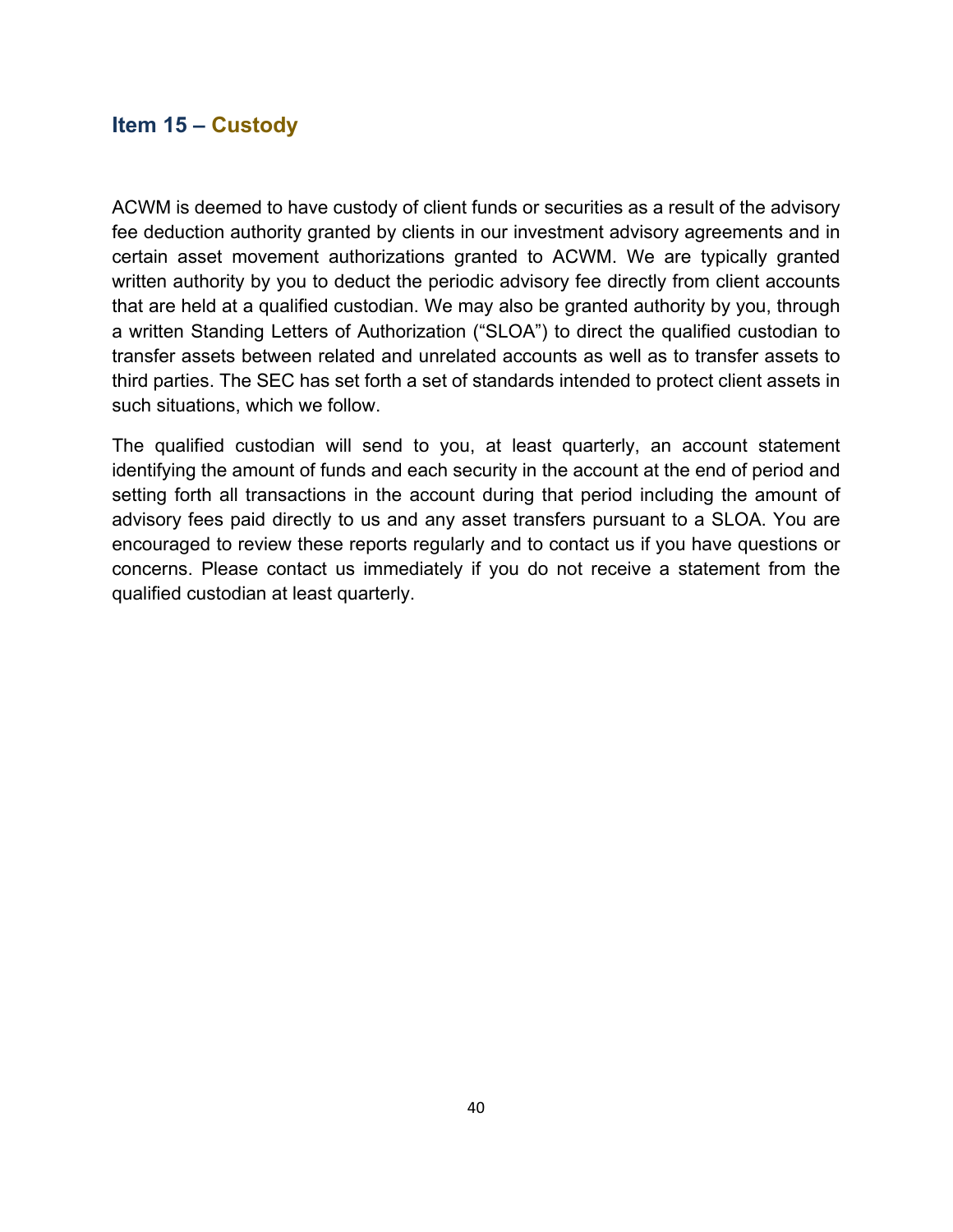## Item 15 – Custody

ACWM is deemed to have custody of client funds or securities as a result of the advisory fee deduction authority granted by clients in our investment advisory agreements and in certain asset movement authorizations granted to ACWM. We are typically granted written authority by you to deduct the periodic advisory fee directly from client accounts that are held at a qualified custodian. We may also be granted authority by you, through a written Standing Letters of Authorization ("SLOA") to direct the qualified custodian to transfer assets between related and unrelated accounts as well as to transfer assets to third parties. The SEC has set forth a set of standards intended to protect client assets in such situations, which we follow.

The qualified custodian will send to you, at least quarterly, an account statement identifying the amount of funds and each security in the account at the end of period and setting forth all transactions in the account during that period including the amount of advisory fees paid directly to us and any asset transfers pursuant to a SLOA. You are encouraged to review these reports regularly and to contact us if you have questions or concerns. Please contact us immediately if you do not receive a statement from the qualified custodian at least quarterly.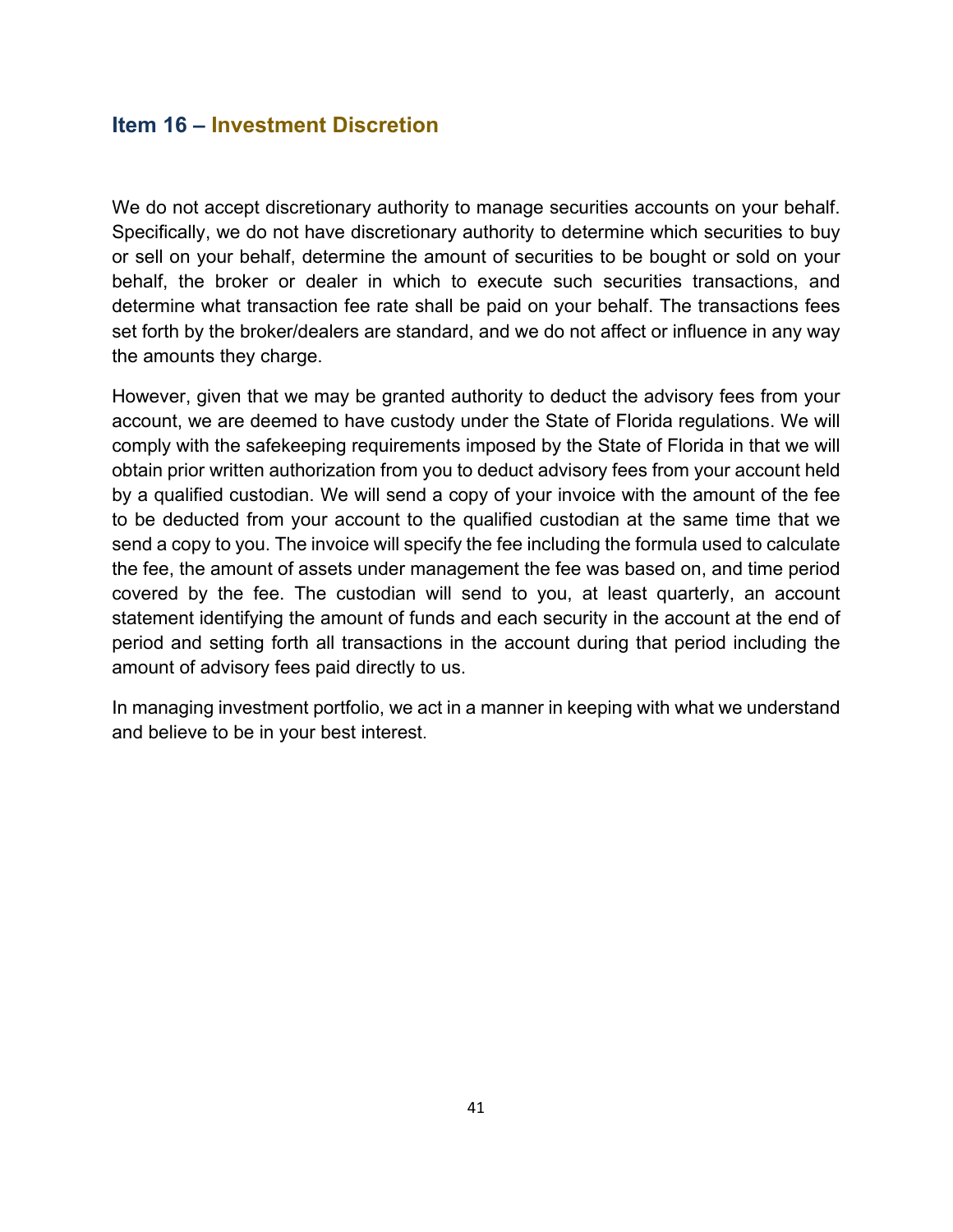## Item 16 – Investment Discretion

We do not accept discretionary authority to manage securities accounts on your behalf. Specifically, we do not have discretionary authority to determine which securities to buy or sell on your behalf, determine the amount of securities to be bought or sold on your behalf, the broker or dealer in which to execute such securities transactions, and determine what transaction fee rate shall be paid on your behalf. The transactions fees set forth by the broker/dealers are standard, and we do not affect or influence in any way the amounts they charge.

However, given that we may be granted authority to deduct the advisory fees from your account, we are deemed to have custody under the State of Florida regulations. We will comply with the safekeeping requirements imposed by the State of Florida in that we will obtain prior written authorization from you to deduct advisory fees from your account held by a qualified custodian. We will send a copy of your invoice with the amount of the fee to be deducted from your account to the qualified custodian at the same time that we send a copy to you. The invoice will specify the fee including the formula used to calculate the fee, the amount of assets under management the fee was based on, and time period covered by the fee. The custodian will send to you, at least quarterly, an account statement identifying the amount of funds and each security in the account at the end of period and setting forth all transactions in the account during that period including the amount of advisory fees paid directly to us.

In managing investment portfolio, we act in a manner in keeping with what we understand and believe to be in your best interest.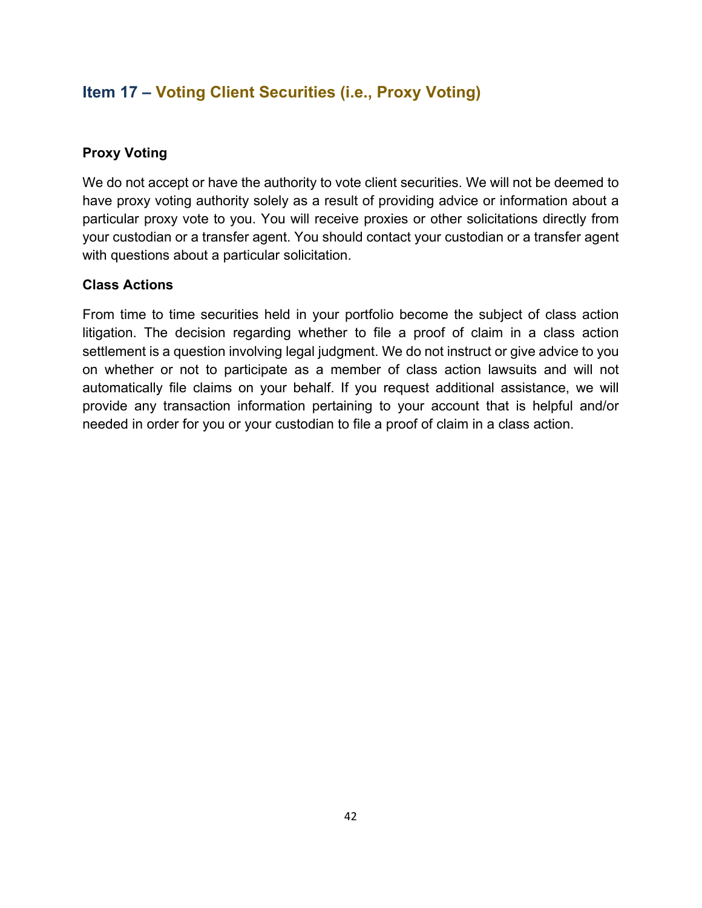## Item 17 – Voting Client Securities (i.e., Proxy Voting)

### Proxy Voting

We do not accept or have the authority to vote client securities. We will not be deemed to have proxy voting authority solely as a result of providing advice or information about a particular proxy vote to you. You will receive proxies or other solicitations directly from your custodian or a transfer agent. You should contact your custodian or a transfer agent with questions about a particular solicitation.

### Class Actions

From time to time securities held in your portfolio become the subject of class action litigation. The decision regarding whether to file a proof of claim in a class action settlement is a question involving legal judgment. We do not instruct or give advice to you on whether or not to participate as a member of class action lawsuits and will not automatically file claims on your behalf. If you request additional assistance, we will provide any transaction information pertaining to your account that is helpful and/or needed in order for you or your custodian to file a proof of claim in a class action.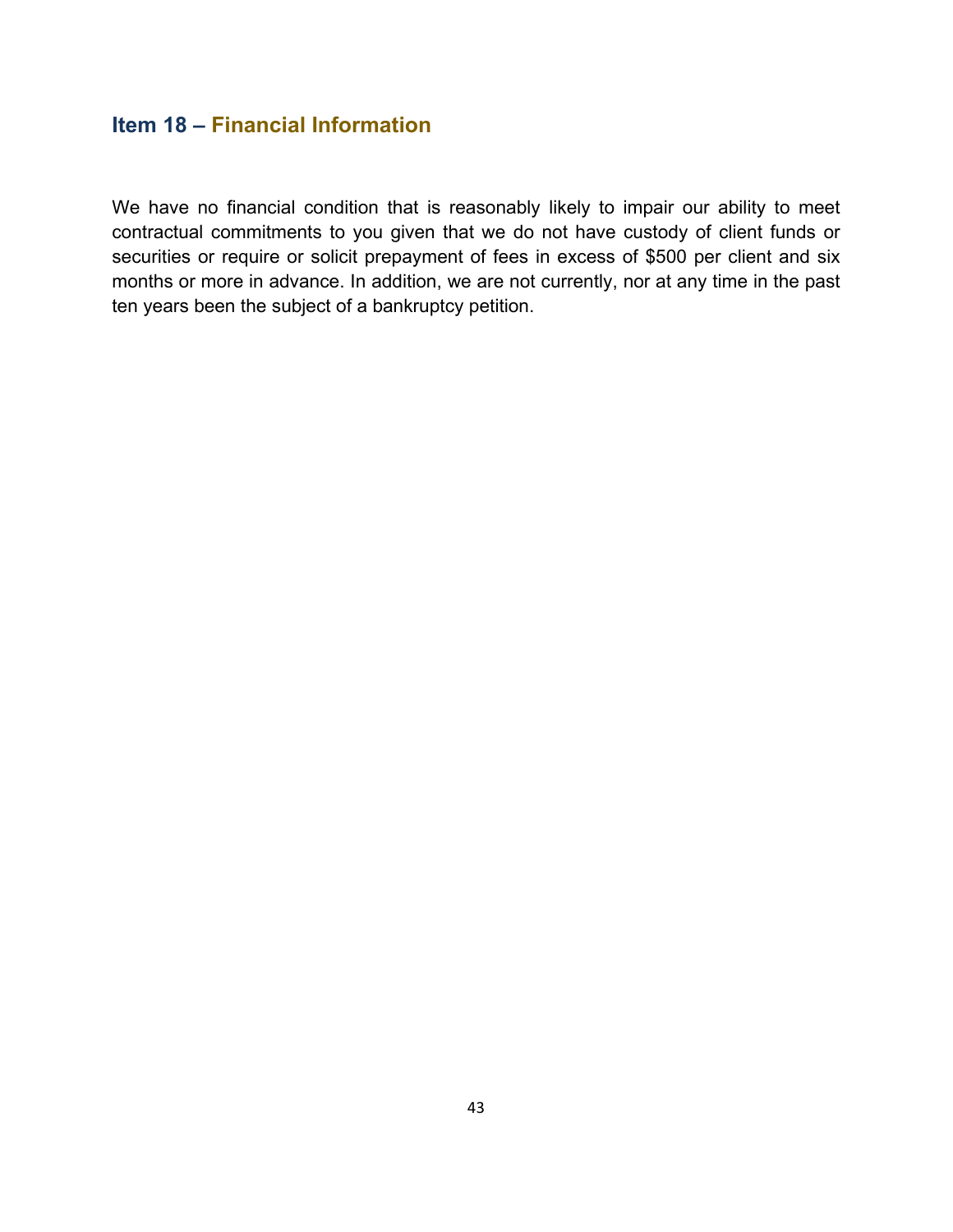## Item 18 – Financial Information

We have no financial condition that is reasonably likely to impair our ability to meet contractual commitments to you given that we do not have custody of client funds or securities or require or solicit prepayment of fees in excess of $500 per client and six months or more in advance. In addition, we are not currently, nor at any time in the past ten years been the subject of a bankruptcy petition.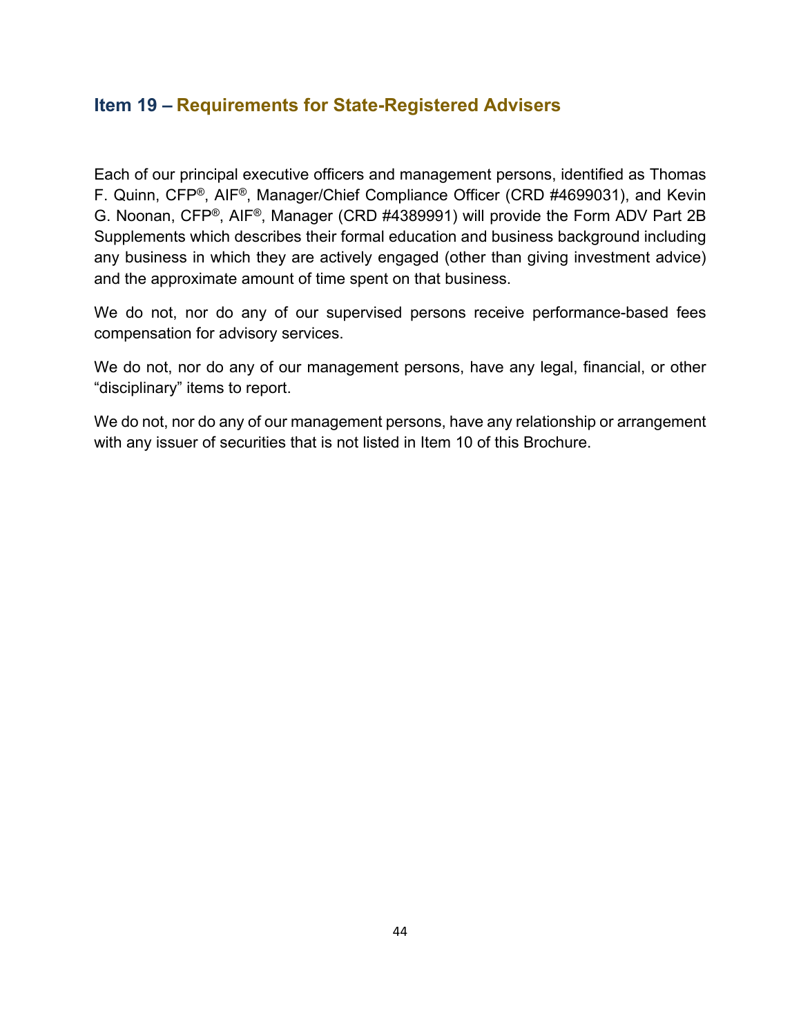## Item 19 – Requirements for State-Registered Advisers

Each of our principal executive officers and management persons, identified as Thomas F. Quinn, CFP®, AIF®, Manager/Chief Compliance Officer (CRD #4699031), and Kevin G. Noonan, CFP®, AIF®, Manager (CRD #4389991) will provide the Form ADV Part 2B Supplements which describes their formal education and business background including any business in which they are actively engaged (other than giving investment advice) and the approximate amount of time spent on that business.

We do not, nor do any of our supervised persons receive performance-based fees compensation for advisory services.

We do not, nor do any of our management persons, have any legal, financial, or other "disciplinary" items to report.

We do not, nor do any of our management persons, have any relationship or arrangement with any issuer of securities that is not listed in Item 10 of this Brochure.